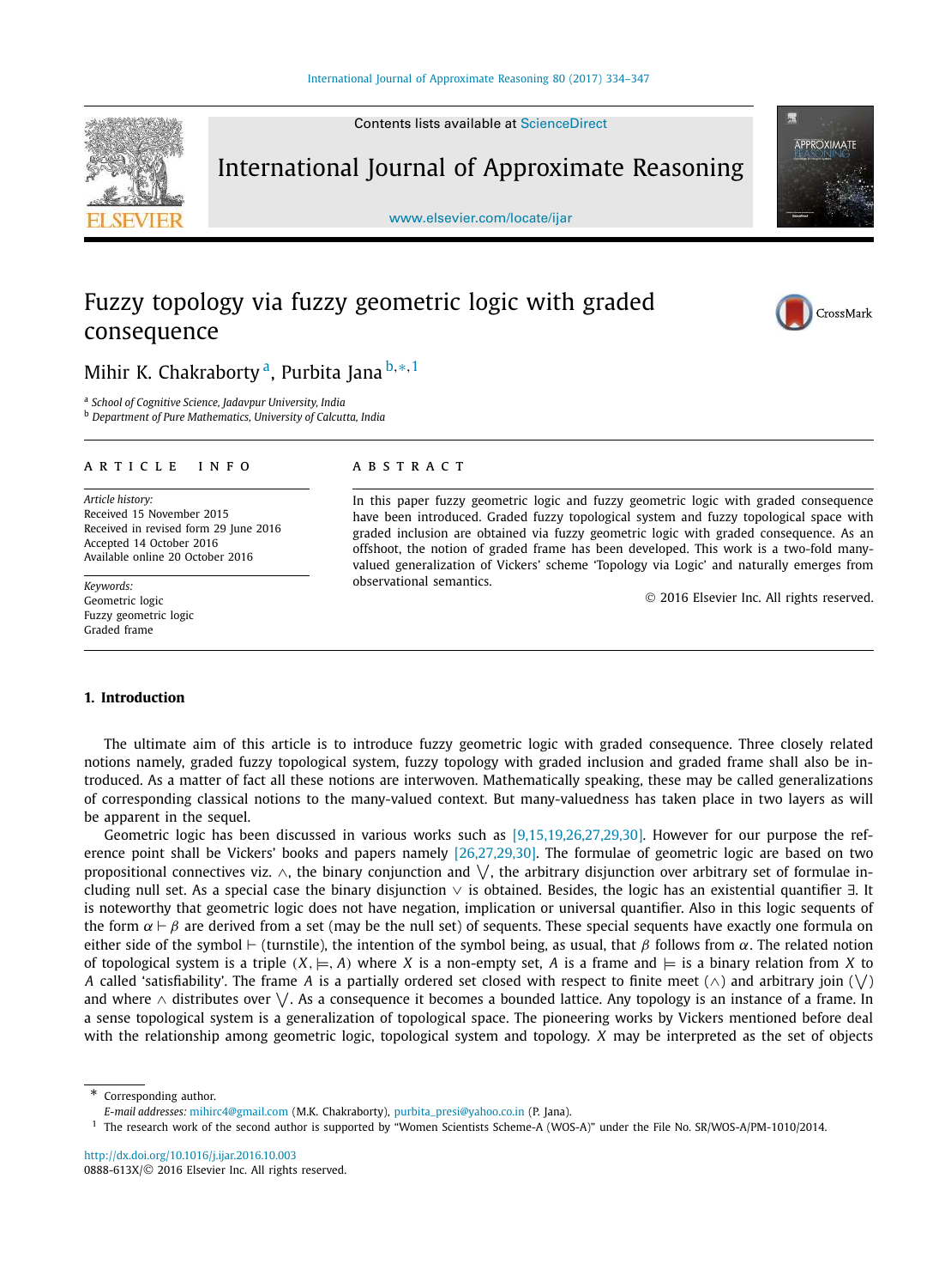# Fuzzy topology via fuzzy geometric logic with graded consequence

Mihir K. Chakraborty [a], Purbita Jana [b,*,1]

[a] School of Cognitive Science, Jadavpur University, India

[b] Department of Pure Mathematics, University of Calcutta, India

## ARTICLE INFO

*Article history:*
Received 15 November 2015
Received in revised form 29 June 2016
Accepted 14 October 2016
Available online 20 October 2016

*Keywords:*
Geometric logic
Fuzzy geometric logic
Graded frame

## ABSTRACT

In this paper fuzzy geometric logic and fuzzy geometric logic with graded consequence have been introduced. Graded fuzzy topological system and fuzzy topological space with graded inclusion are obtained via fuzzy geometric logic with graded consequence. As an offshoot, the notion of graded frame has been developed. This work is a two-fold many-valued generalization of Vickers' scheme 'Topology via Logic' and naturally emerges from observational semantics.

© 2016 Elsevier Inc. All rights reserved.

## 1. Introduction

The ultimate aim of this article is to introduce fuzzy geometric logic with graded consequence. Three closely related notions namely, graded fuzzy topological system, fuzzy topology with graded inclusion and graded frame shall also be introduced. As a matter of fact all these notions are interwoven. Mathematically speaking, these may be called generalizations of corresponding classical notions to the many-valued context. But many-valuedness has taken place in two layers as will be apparent in the sequel.

Geometric logic has been discussed in various works such as [9,15,19,26,27,29,30]. However for our purpose the reference point shall be Vickers' books and papers namely [26,27,29,30]. The formulae of geometric logic are based on two propositional connectives viz. $\wedge$, the binary conjunction and $\bigvee$, the arbitrary disjunction over arbitrary set of formulae including null set. As a special case the binary disjunction $\vee$ is obtained. Besides, the logic has an existential quantifier $\exists$. It is noteworthy that geometric logic does not have negation, implication or universal quantifier. Also in this logic sequents of the form $\alpha \vdash \beta$ are derived from a set (may be the null set) of sequents. These special sequents have exactly one formula on either side of the symbol $\vdash$ (turnstile), the intention of the symbol being, as usual, that $\beta$ follows from $\alpha$. The related notion of topological system is a triple $(X, \models, A)$ where $X$ is a non-empty set, $A$ is a frame and $\models$ is a binary relation from $X$ to $A$ called 'satisfiability'. The frame $A$ is a partially ordered set closed with respect to finite meet ($\wedge$) and arbitrary join ($\bigvee$) and where $\wedge$ distributes over $\bigvee$. As a consequence it becomes a bounded lattice. Any topology is an instance of a frame. In a sense topological system is a generalization of topological space. The pioneering works by Vickers mentioned before deal with the relationship among geometric logic, topological system and topology. $X$ may be interpreted as the set of objects

---

* Corresponding author.
*E-mail addresses:* mihirc4@gmail.com (M.K. Chakraborty), purbita_presi@yahoo.co.in (P. Jana).

1 The research work of the second author is supported by "Women Scientists Scheme-A (WOS-A)" under the File No. SR/WOS-A/PM-1010/2014.

http://dx.doi.org/10.1016/j.ijar.2016.10.003
0888-613X/© 2016 Elsevier Inc. All rights reserved.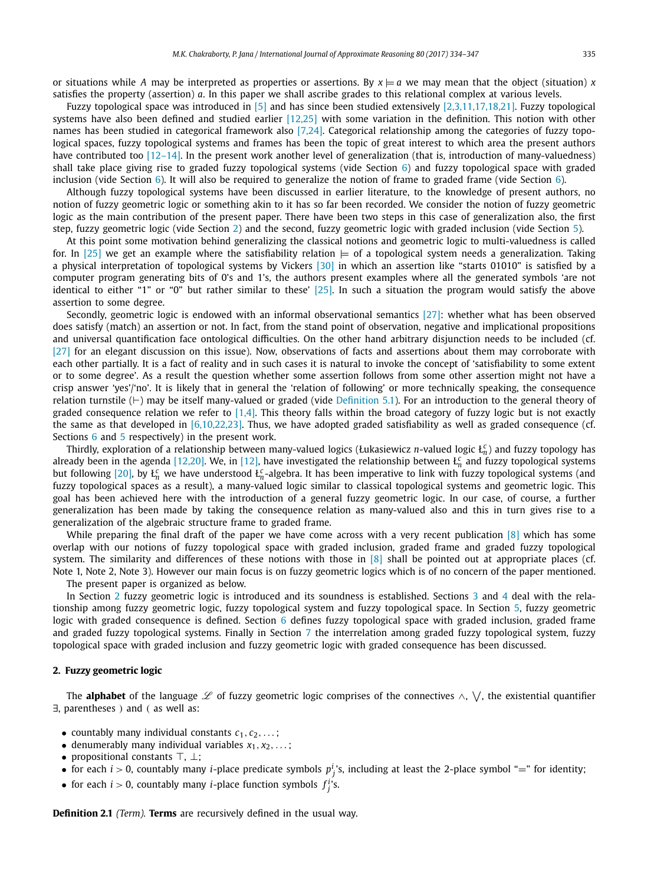or situations while $A$ may be interpreted as properties or assertions. By $x \models a$ we may mean that the object (situation) $x$ satisfies the property (assertion) $a$. In this paper we shall ascribe grades to this relational complex at various levels.

Fuzzy topological space was introduced in [5] and has since been studied extensively [2,3,11,17,18,21]. Fuzzy topological systems have also been defined and studied earlier [12,25] with some variation in the definition. This notion with other names has been studied in categorical framework also [7,24]. Categorical relationship among the categories of fuzzy topological spaces, fuzzy topological systems and frames has been the topic of great interest to which area the present authors have contributed too [12–14]. In the present work another level of generalization (that is, introduction of many-valuedness) shall take place giving rise to graded fuzzy topological systems (vide Section 6) and fuzzy topological space with graded inclusion (vide Section 6). It will also be required to generalize the notion of frame to graded frame (vide Section 6).

Although fuzzy topological systems have been discussed in earlier literature, to the knowledge of present authors, no notion of fuzzy geometric logic or something akin to it has so far been recorded. We consider the notion of fuzzy geometric logic as the main contribution of the present paper. There have been two steps in this case of generalization also, the first step, fuzzy geometric logic (vide Section 2) and the second, fuzzy geometric logic with graded inclusion (vide Section 5).

At this point some motivation behind generalizing the classical notions and geometric logic to multi-valuedness is called for. In [25] we get an example where the satisfiability relation $\models$ of a topological system needs a generalization. Taking a physical interpretation of topological systems by Vickers [30] in which an assertion like "starts 01010" is satisfied by a computer program generating bits of 0's and 1's, the authors present examples where all the generated symbols 'are not identical to either "1" or "0" but rather similar to these' [25]. In such a situation the program would satisfy the above assertion to some degree.

Secondly, geometric logic is endowed with an informal observational semantics [27]: whether what has been observed does satisfy (match) an assertion or not. In fact, from the stand point of observation, negative and implicational propositions and universal quantification face ontological difficulties. On the other hand arbitrary disjunction needs to be included (cf. [27] for an elegant discussion on this issue). Now, observations of facts and assertions about them may corroborate with each other partially. It is a fact of reality and in such cases it is natural to invoke the concept of 'satisfiability to some extent or to some degree'. As a result the question whether some assertion follows from some other assertion might not have a crisp answer 'yes'/'no'. It is likely that in general the 'relation of following' or more technically speaking, the consequence relation turnstile ($\vdash$) may be itself many-valued or graded (vide Definition 5.1). For an introduction to the general theory of graded consequence relation we refer to [1,4]. This theory falls within the broad category of fuzzy logic but is not exactly the same as that developed in [6,10,22,23]. Thus, we have adopted graded satisfiability as well as graded consequence (cf. Sections 6 and 5 respectively) in the present work.

Thirdly, exploration of a relationship between many-valued logics (Łukasiewicz $n$-valued logic $Ł_n^c$) and fuzzy topology has already been in the agenda [12,20]. We, in [12], have investigated the relationship between $Ł_n^c$ and fuzzy topological systems but following [20], by $Ł_n^c$ we have understood $Ł_n^c$-algebra. It has been imperative to link with fuzzy topological systems (and fuzzy topological spaces as a result), a many-valued logic similar to classical topological systems and geometric logic. This goal has been achieved here with the introduction of a general fuzzy geometric logic. In our case, of course, a further generalization has been made by taking the consequence relation as many-valued also and this in turn gives rise to a generalization of the algebraic structure frame to graded frame.

While preparing the final draft of the paper we have come across with a very recent publication [8] which has some overlap with our notions of fuzzy topological space with graded inclusion, graded frame and graded fuzzy topological system. The similarity and differences of these notions with those in [8] shall be pointed out at appropriate places (cf. Note 1, Note 2, Note 3). However our main focus is on fuzzy geometric logics which is of no concern of the paper mentioned.

The present paper is organized as below.

In Section 2 fuzzy geometric logic is introduced and its soundness is established. Sections 3 and 4 deal with the relationship among fuzzy geometric logic, fuzzy topological system and fuzzy topological space. In Section 5, fuzzy geometric logic with graded consequence is defined. Section 6 defines fuzzy topological space with graded inclusion, graded frame and graded fuzzy topological systems. Finally in Section 7 the interrelation among graded fuzzy topological system, fuzzy topological space with graded inclusion and fuzzy geometric logic with graded consequence has been discussed.

## 2. Fuzzy geometric logic

The **alphabet** of the language $\mathscr{L}$ of fuzzy geometric logic comprises of the connectives $\wedge$, $\bigvee$, the existential quantifier $\exists$, parentheses ) and ( as well as:

- countably many individual constants $c_1, c_2, \ldots$;
- denumerably many individual variables $x_1, x_2, \ldots$;
- propositional constants $\top$, $\bot$;
- for each $i > 0$, countably many $i$-place predicate symbols $p_j^i$'s, including at least the 2-place symbol "=" for identity;
- for each $i > 0$, countably many $i$-place function symbols $f_j^i$'s.

**Definition 2.1** *(Term).* **Terms** are recursively defined in the usual way.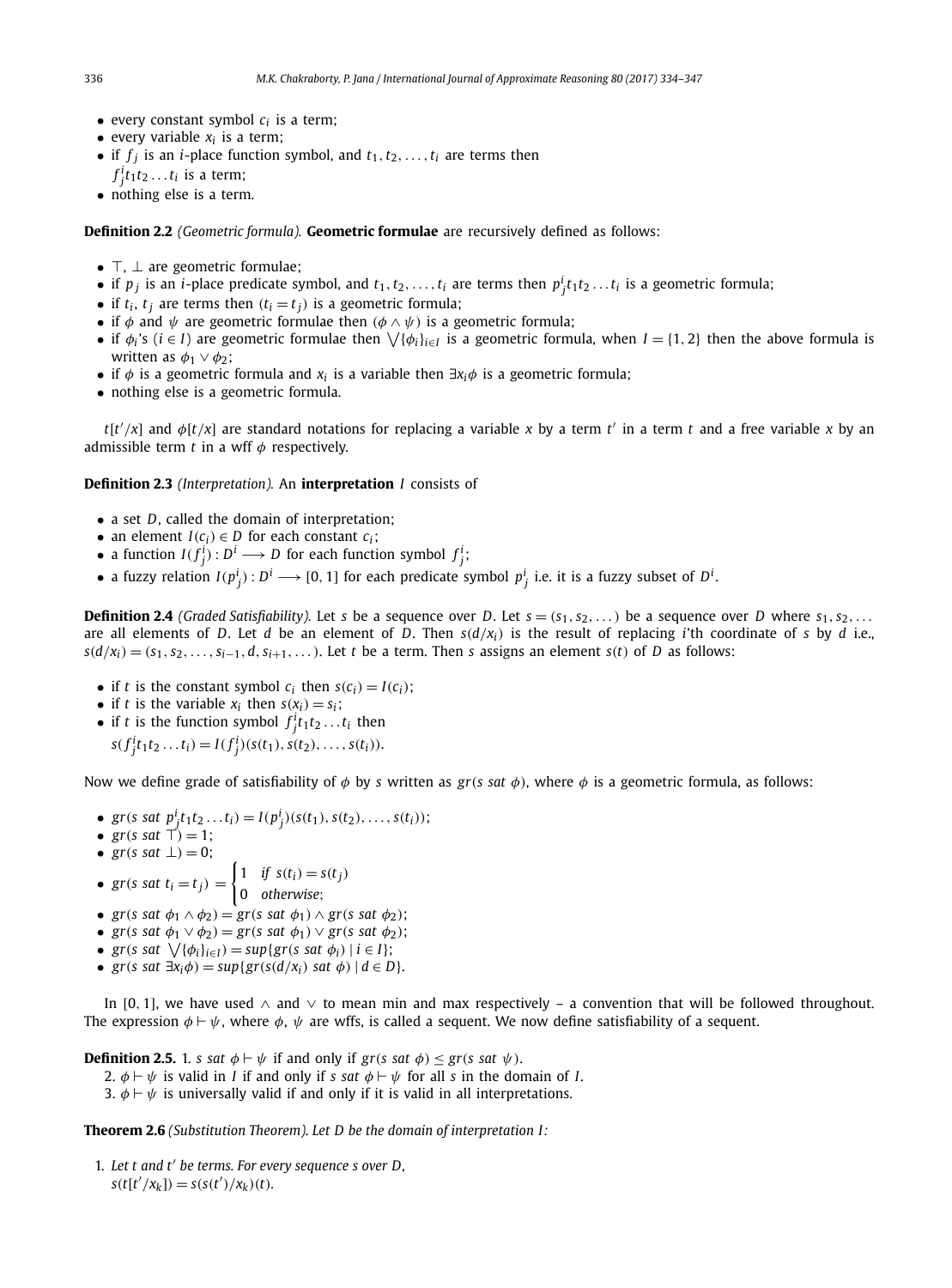- every constant symbol $c_i$ is a term;
- every variable $x_i$ is a term;
- if $f_j$ is an $i$-place function symbol, and $t_1, t_2, \ldots, t_i$ are terms then $f^i_j t_1 t_2 \ldots t_i$ is a term;
- nothing else is a term.

**Definition 2.2** *(Geometric formula).* **Geometric formulae** are recursively defined as follows:

- $\top$, $\bot$ are geometric formulae;
- if $p_j$ is an $i$-place predicate symbol, and $t_1, t_2, \ldots, t_i$ are terms then $p^i_j t_1 t_2 \ldots t_i$ is a geometric formula;
- if $t_i$, $t_j$ are terms then $(t_i = t_j)$ is a geometric formula;
- if $\phi$ and $\psi$ are geometric formulae then $(\phi \wedge \psi)$ is a geometric formula;
- if $\phi_i$'s $(i \in I)$ are geometric formulae then $\bigvee\{\phi_i\}_{i \in I}$ is a geometric formula, when $I = \{1, 2\}$ then the above formula is written as $\phi_1 \vee \phi_2$;
- if $\phi$ is a geometric formula and $x_i$ is a variable then $\exists x_i \phi$ is a geometric formula;
- nothing else is a geometric formula.

$t[t'/x]$ and $\phi[t/x]$ are standard notations for replacing a variable $x$ by a term $t'$ in a term $t$ and a free variable $x$ by an admissible term $t$ in a wff $\phi$ respectively.

**Definition 2.3** *(Interpretation).* An **interpretation** $I$ consists of

- a set $D$, called the domain of interpretation;
- an element $I(c_i) \in D$ for each constant $c_i$;
- a function $I(f^i_j) : D^i \longrightarrow D$ for each function symbol $f^i_j$;
- a fuzzy relation $I(p^i_j) : D^i \longrightarrow [0, 1]$ for each predicate symbol $p^i_j$ i.e. it is a fuzzy subset of $D^i$.

**Definition 2.4** *(Graded Satisfiability).* Let $s$ be a sequence over $D$. Let $s = (s_1, s_2, \ldots)$ be a sequence over $D$ where $s_1, s_2, \ldots$ are all elements of $D$. Let $d$ be an element of $D$. Then $s(d/x_i)$ is the result of replacing $i$'th coordinate of $s$ by $d$ i.e., $s(d/x_i) = (s_1, s_2, \ldots, s_{i-1}, d, s_{i+1}, \ldots)$. Let $t$ be a term. Then $s$ assigns an element $s(t)$ of $D$ as follows:

- if $t$ is the constant symbol $c_i$ then $s(c_i) = I(c_i)$;
- if $t$ is the variable $x_i$ then $s(x_i) = s_i$;
- if $t$ is the function symbol $f^i_j t_1 t_2 \ldots t_i$ then $s(f^i_j t_1 t_2 \ldots t_i) = I(f^i_j)(s(t_1), s(t_2), \ldots, s(t_i))$.

Now we define grade of satisfiability of $\phi$ by $s$ written as $gr(s\ sat\ \phi)$, where $\phi$ is a geometric formula, as follows:

- $gr(s\ sat\ p^i_j t_1 t_2 \ldots t_i) = I(p^i_j)(s(t_1), s(t_2), \ldots, s(t_i))$;
- $gr(s\ sat\ \top) = 1$;
- $gr(s\ sat\ \bot) = 0$;
- $gr(s\ sat\ t_i = t_j) = \begin{cases} 1 & \text{if } s(t_i) = s(t_j) \\ 0 & \text{otherwise}; \end{cases}$
- $gr(s\ sat\ \phi_1 \wedge \phi_2) = gr(s\ sat\ \phi_1) \wedge gr(s\ sat\ \phi_2)$;
- $gr(s\ sat\ \phi_1 \vee \phi_2) = gr(s\ sat\ \phi_1) \vee gr(s\ sat\ \phi_2)$;
- $gr(s\ sat\ \bigvee\{\phi_i\}_{i \in I}) = sup\{gr(s\ sat\ \phi_i) \mid i \in I\}$;
- $gr(s\ sat\ \exists x_i \phi) = sup\{gr(s(d/x_i)\ sat\ \phi) \mid d \in D\}$.

In $[0, 1]$, we have used $\wedge$ and $\vee$ to mean min and max respectively – a convention that will be followed throughout. The expression $\phi \vdash \psi$, where $\phi$, $\psi$ are wffs, is called a sequent. We now define satisfiability of a sequent.

**Definition 2.5.** 1. $s\ sat\ \phi \vdash \psi$ if and only if $gr(s\ sat\ \phi) \leq gr(s\ sat\ \psi)$.

2. $\phi \vdash \psi$ is valid in $I$ if and only if $s\ sat\ \phi \vdash \psi$ for all $s$ in the domain of $I$.
3. $\phi \vdash \psi$ is universally valid if and only if it is valid in all interpretations.

**Theorem 2.6** *(Substitution Theorem). Let $D$ be the domain of interpretation $I$:*

1. *Let $t$ and $t'$ be terms. For every sequence $s$ over $D$,* $s(t[t'/x_k]) = s(s(t')/x_k)(t)$.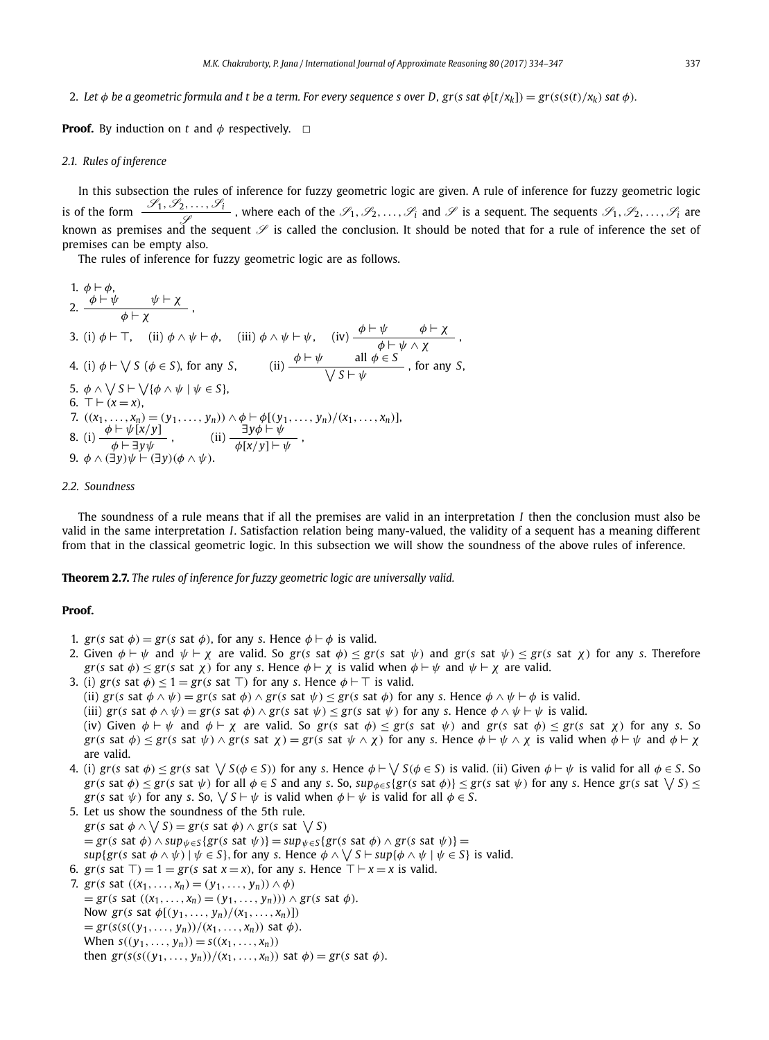2. *Let $\phi$ be a geometric formula and $t$ be a term. For every sequence $s$ over $D$, $gr(s \text{ sat } \phi[t/x_k]) = gr(s(s(t)/x_k) \text{ sat } \phi)$.*

**Proof.** By induction on $t$ and $\phi$ respectively. $\square$

### 2.1. Rules of inference

In this subsection the rules of inference for fuzzy geometric logic are given. A rule of inference for fuzzy geometric logic is of the form $\dfrac{\mathscr{S}_1, \mathscr{S}_2, \ldots, \mathscr{S}_i}{\mathscr{S}}$, where each of the $\mathscr{S}_1, \mathscr{S}_2, \ldots, \mathscr{S}_i$ and $\mathscr{S}$ is a sequent. The sequents $\mathscr{S}_1, \mathscr{S}_2, \ldots, \mathscr{S}_i$ are known as premises and the sequent $\mathscr{S}$ is called the conclusion. It should be noted that for a rule of inference the set of premises can be empty also.

The rules of inference for fuzzy geometric logic are as follows.

1. $\phi \vdash \phi$,
2. $\dfrac{\phi \vdash \psi \qquad \psi \vdash \chi}{\phi \vdash \chi}$,
3. (i) $\phi \vdash \top$, (ii) $\phi \wedge \psi \vdash \phi$, (iii) $\phi \wedge \psi \vdash \psi$, (iv) $\dfrac{\phi \vdash \psi \qquad \phi \vdash \chi}{\phi \vdash \psi \wedge \chi}$,
4. (i) $\phi \vdash \bigvee S$ $(\phi \in S)$, for any $S$, (ii) $\dfrac{\phi \vdash \psi \qquad \text{all } \phi \in S}{\bigvee S \vdash \psi}$, for any $S$,
5. $\phi \wedge \bigvee S \vdash \bigvee\{\phi \wedge \psi \mid \psi \in S\}$,
6. $\top \vdash (x = x)$,
7. $((x_1, \ldots, x_n) = (y_1, \ldots, y_n)) \wedge \phi \vdash \phi[(y_1, \ldots, y_n)/(x_1, \ldots, x_n)]$,
8. (i) $\dfrac{\phi \vdash \psi[x/y]}{\phi \vdash \exists y \psi}$, (ii) $\dfrac{\exists y \phi \vdash \psi}{\phi[x/y] \vdash \psi}$,
9. $\phi \wedge (\exists y)\psi \vdash (\exists y)(\phi \wedge \psi)$.

### 2.2. Soundness

The soundness of a rule means that if all the premises are valid in an interpretation $I$ then the conclusion must also be valid in the same interpretation $I$. Satisfaction relation being many-valued, the validity of a sequent has a meaning different from that in the classical geometric logic. In this subsection we will show the soundness of the above rules of inference.

**Theorem 2.7.** *The rules of inference for fuzzy geometric logic are universally valid.*

**Proof.**

1. $gr(s \text{ sat } \phi) = gr(s \text{ sat } \phi)$, for any $s$. Hence $\phi \vdash \phi$ is valid.
2. Given $\phi \vdash \psi$ and $\psi \vdash \chi$ are valid. So $gr(s \text{ sat } \phi) \leq gr(s \text{ sat } \psi)$ and $gr(s \text{ sat } \psi) \leq gr(s \text{ sat } \chi)$ for any $s$. Therefore $gr(s \text{ sat } \phi) \leq gr(s \text{ sat } \chi)$ for any $s$. Hence $\phi \vdash \chi$ is valid when $\phi \vdash \psi$ and $\psi \vdash \chi$ are valid.
3. (i) $gr(s \text{ sat } \phi) \leq 1 = gr(s \text{ sat } \top)$ for any $s$. Hence $\phi \vdash \top$ is valid.
   (ii) $gr(s \text{ sat } \phi \wedge \psi) = gr(s \text{ sat } \phi) \wedge gr(s \text{ sat } \psi) \leq gr(s \text{ sat } \phi)$ for any $s$. Hence $\phi \wedge \psi \vdash \phi$ is valid.
   (iii) $gr(s \text{ sat } \phi \wedge \psi) = gr(s \text{ sat } \phi) \wedge gr(s \text{ sat } \psi) \leq gr(s \text{ sat } \psi)$ for any $s$. Hence $\phi \wedge \psi \vdash \psi$ is valid.
   (iv) Given $\phi \vdash \psi$ and $\phi \vdash \chi$ are valid. So $gr(s \text{ sat } \phi) \leq gr(s \text{ sat } \psi)$ and $gr(s \text{ sat } \phi) \leq gr(s \text{ sat } \chi)$ for any $s$. So $gr(s \text{ sat } \phi) \leq gr(s \text{ sat } \psi) \wedge gr(s \text{ sat } \chi) = gr(s \text{ sat } \psi \wedge \chi)$ for any $s$. Hence $\phi \vdash \psi \wedge \chi$ is valid when $\phi \vdash \psi$ and $\phi \vdash \chi$ are valid.
4. (i) $gr(s \text{ sat } \phi) \leq gr(s \text{ sat } \bigvee S(\phi \in S))$ for any $s$. Hence $\phi \vdash \bigvee S(\phi \in S)$ is valid. (ii) Given $\phi \vdash \psi$ is valid for all $\phi \in S$. So $gr(s \text{ sat } \phi) \leq gr(s \text{ sat } \psi)$ for all $\phi \in S$ and any $s$. So, $sup_{\phi \in S}\{gr(s \text{ sat } \phi)\} \leq gr(s \text{ sat } \psi)$ for any $s$. Hence $gr(s \text{ sat } \bigvee S) \leq gr(s \text{ sat } \psi)$ for any $s$. So, $\bigvee S \vdash \psi$ is valid when $\phi \vdash \psi$ is valid for all $\phi \in S$.
5. Let us show the soundness of the 5th rule.
   $gr(s \text{ sat } \phi \wedge \bigvee S) = gr(s \text{ sat } \phi) \wedge gr(s \text{ sat } \bigvee S)$
   $= gr(s \text{ sat } \phi) \wedge sup_{\psi \in S}\{gr(s \text{ sat } \psi)\} = sup_{\psi \in S}\{gr(s \text{ sat } \phi) \wedge gr(s \text{ sat } \psi)\} =$
   $sup\{gr(s \text{ sat } \phi \wedge \psi) \mid \psi \in S\}$, for any $s$. Hence $\phi \wedge \bigvee S \vdash sup\{\phi \wedge \psi \mid \psi \in S\}$ is valid.
6. $gr(s \text{ sat } \top) = 1 = gr(s \text{ sat } x = x)$, for any $s$. Hence $\top \vdash x = x$ is valid.
7. $gr(s \text{ sat } ((x_1, \ldots, x_n) = (y_1, \ldots, y_n)) \wedge \phi)$
   $= gr(s \text{ sat } ((x_1, \ldots, x_n) = (y_1, \ldots, y_n))) \wedge gr(s \text{ sat } \phi)$.
   Now $gr(s \text{ sat } \phi[(y_1, \ldots, y_n)/(x_1, \ldots, x_n)])$
   $= gr(s(s((y_1, \ldots, y_n))/(x_1, \ldots, x_n)) \text{ sat } \phi)$.
   When $s((y_1, \ldots, y_n)) = s((x_1, \ldots, x_n))$
   then $gr(s(s((y_1, \ldots, y_n))/(x_1, \ldots, x_n)) \text{ sat } \phi) = gr(s \text{ sat } \phi)$.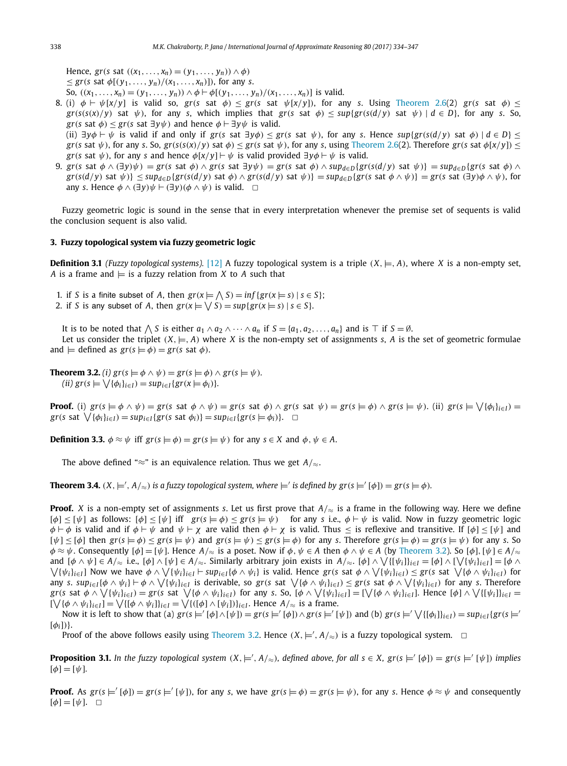Hence, $gr(s \text{ sat } ((x_1, \ldots, x_n) = (y_1, \ldots, y_n)) \wedge \phi)$
$\leq gr(s \text{ sat } \phi[(y_1, \ldots, y_n)/(x_1, \ldots, x_n)])$, for any $s$.
So, $((x_1, \ldots, x_n) = (y_1, \ldots, y_n)) \wedge \phi \vdash \phi[(y_1, \ldots, y_n)/(x_1, \ldots, x_n)]$ is valid.

8. (i) $\phi \vdash \psi[x/y]$ is valid so, $gr(s \text{ sat } \phi) \leq gr(s \text{ sat } \psi[x/y])$, for any $s$. Using Theorem 2.6(2) $gr(s \text{ sat } \phi) \leq gr(s(s(x)/y) \text{ sat } \psi)$, for any $s$, which implies that $gr(s \text{ sat } \phi) \leq sup\{gr(s(d/y) \text{ sat } \psi) \mid d \in D\}$, for any $s$. So, $gr(s \text{ sat } \phi) \leq gr(s \text{ sat } \exists y\psi)$ and hence $\phi \vdash \exists y\psi$ is valid.
(ii) $\exists y\phi \vdash \psi$ is valid if and only if $gr(s \text{ sat } \exists y\phi) \leq gr(s \text{ sat } \psi)$, for any $s$. Hence $sup\{gr(s(d/y) \text{ sat } \phi) \mid d \in D\} \leq gr(s \text{ sat } \psi)$, for any $s$. So, $gr(s(s(x)/y) \text{ sat } \phi) \leq gr(s \text{ sat } \psi)$, for any $s$, using Theorem 2.6(2). Therefore $gr(s \text{ sat } \phi[x/y]) \leq gr(s \text{ sat } \psi)$, for any $s$ and hence $\phi[x/y] \vdash \psi$ is valid provided $\exists y\phi \vdash \psi$ is valid.
9. $gr(s \text{ sat } \phi \wedge (\exists y)\psi) = gr(s \text{ sat } \phi) \wedge gr(s \text{ sat } \exists y\psi) = gr(s \text{ sat } \phi) \wedge sup_{d\in D}\{gr(s(d/y) \text{ sat } \psi)\} = sup_{d\in D}\{gr(s \text{ sat } \phi) \wedge gr(s(d/y) \text{ sat } \psi)\} \leq sup_{d\in D}\{gr(s(d/y) \text{ sat } \phi) \wedge gr(s(d/y) \text{ sat } \psi)\} = sup_{d\in D}\{gr(s \text{ sat } \phi \wedge \psi)\} = gr(s \text{ sat } (\exists y)\phi \wedge \psi)$, for any $s$. Hence $\phi \wedge (\exists y)\psi \vdash (\exists y)(\phi \wedge \psi)$ is valid. □

Fuzzy geometric logic is sound in the sense that in every interpretation whenever the premise set of sequents is valid the conclusion sequent is also valid.

## 3. Fuzzy topological system via fuzzy geometric logic

**Definition 3.1** *(Fuzzy topological systems).* [12] A fuzzy topological system is a triple $(X, \models, A)$, where $X$ is a non-empty set, $A$ is a frame and $\models$ is a fuzzy relation from $X$ to $A$ such that

1. if $S$ is a finite subset of $A$, then $gr(x \models \bigwedge S) = inf\{gr(x \models s) \mid s \in S\}$;
2. if $S$ is any subset of $A$, then $gr(x \models \bigvee S) = sup\{gr(x \models s) \mid s \in S\}$.

It is to be noted that $\bigwedge S$ is either $a_1 \wedge a_2 \wedge \cdots \wedge a_n$ if $S = \{a_1, a_2, \ldots, a_n\}$ and is $\top$ if $S = \emptyset$.

Let us consider the triplet $(X, \models, A)$ where $X$ is the non-empty set of assignments $s$, $A$ is the set of geometric formulae and $\models$ defined as $gr(s \models \phi) = gr(s \text{ sat } \phi)$.

**Theorem 3.2.** *(i) $gr(s \models \phi \wedge \psi) = gr(s \models \phi) \wedge gr(s \models \psi)$.*
*(ii) $gr(s \models \bigvee\{\phi_i\}_{i\in I}) = sup_{i\in I}\{gr(x \models \phi_i)\}$.*

**Proof.** (i) $gr(s \models \phi \wedge \psi) = gr(s \text{ sat } \phi \wedge \psi) = gr(s \text{ sat } \phi) \wedge gr(s \text{ sat } \psi) = gr(s \models \phi) \wedge gr(s \models \psi)$. (ii) $gr(s \models \bigvee\{\phi_i\}_{i\in I}) = gr(s \text{ sat } \bigvee\{\phi_i\}_{i\in I}) = sup_{i\in I}\{gr(s \text{ sat } \phi_i)\} = sup_{i\in I}\{gr(s \models \phi_i)\}$. □

**Definition 3.3.** $\phi \approx \psi$ iff $gr(s \models \phi) = gr(s \models \psi)$ for any $s \in X$ and $\phi, \psi \in A$.

The above defined "$\approx$" is an equivalence relation. Thus we get $A/_\approx$.

**Theorem 3.4.** *$(X, \models', A/_\approx)$ is a fuzzy topological system, where $\models'$ is defined by $gr(s \models' [\phi]) = gr(s \models \phi)$.*

**Proof.** $X$ is a non-empty set of assignments $s$. Let us first prove that $A/_\approx$ is a frame in the following way. Here we define $[\phi] \leq [\psi]$ as follows: $[\phi] \leq [\psi]$ iff $gr(s \models \phi) \leq gr(s \models \psi)$ for any $s$ i.e., $\phi \vdash \psi$ is valid. Now in fuzzy geometric logic $\phi \vdash \phi$ is valid and if $\phi \vdash \psi$ and $\psi \vdash \chi$ are valid then $\phi \vdash \chi$ is valid. Thus $\leq$ is reflexive and transitive. If $[\phi] \leq [\psi]$ and $[\psi] \leq [\phi]$ then $gr(s \models \phi) \leq gr(s \models \psi)$ and $gr(s \models \psi) \leq gr(s \models \phi)$ for any $s$. Therefore $gr(s \models \phi) = gr(s \models \psi)$ for any $s$. So $\phi \approx \psi$. Consequently $[\phi] = [\psi]$. Hence $A/_\approx$ is a poset. Now if $\phi, \psi \in A$ then $\phi \wedge \psi \in A$ (by Theorem 3.2). So $[\phi], [\psi] \in A/_\approx$ and $[\phi \wedge \psi] \in A/_\approx$ i.e., $[\phi] \wedge [\psi] \in A/_\approx$. Similarly arbitrary join exists in $A/_\approx$. $[\phi] \wedge \bigvee\{[\psi_i]\}_{i\in I} = [\phi] \wedge [\bigvee\{\psi_i\}_{i\in I}] = [\phi \wedge \bigvee\{\psi_i\}_{i\in I}]$ Now we have $\phi \wedge \bigvee\{\psi_i\}_{i\in I} \vdash sup_{i\in I}\{\phi \wedge \psi_i\}$ is valid. Hence $gr(s \text{ sat } \phi \wedge \bigvee\{\psi_i\}_{i\in I}) \leq gr(s \text{ sat } \bigvee\{\phi \wedge \psi_i\}_{i\in I})$ for any $s$. $sup_{i\in I}\{\phi \wedge \psi_i\} \vdash \phi \wedge \bigvee\{\psi_i\}_{i\in I}$ is derivable, so $gr(s \text{ sat } \bigvee\{\phi \wedge \psi_i\}_{i\in I}) \leq gr(s \text{ sat } \phi \wedge \bigvee\{\psi_i\}_{i\in I})$ for any $s$. Therefore $gr(s \text{ sat } \phi \wedge \bigvee\{\psi_i\}_{i\in I}) = gr(s \text{ sat } \bigvee\{\phi \wedge \psi_i\}_{i\in I})$ for any $s$. So, $[\phi \wedge \bigvee\{\psi_i\}_{i\in I}] = [\bigvee\{\phi \wedge \psi_i\}_{i\in I}]$. Hence $[\phi] \wedge \bigvee\{[\psi_i]\}_{i\in I} = [\bigvee\{\phi \wedge \psi_i\}_{i\in I}] = \bigvee\{[\phi \wedge \psi_i]\}_{i\in I} = \bigvee\{([\phi] \wedge [\psi_i])\}_{i\in I}$. Hence $A/_\approx$ is a frame.

Now it is left to show that (a) $gr(s \models' [\phi] \wedge [\psi]) = gr(s \models' [\phi]) \wedge gr(s \models' [\psi])$ and (b) $gr(s \models' \bigvee\{[\phi_i]\}_{i\in I}) = sup_{i\in I}\{gr(s \models' [\phi_i])\}$.

Proof of the above follows easily using Theorem 3.2. Hence $(X, \models', A/_\approx)$ is a fuzzy topological system. □

**Proposition 3.1.** *In the fuzzy topological system $(X, \models', A/_\approx)$, defined above, for all $s \in X$, $gr(s \models' [\phi]) = gr(s \models' [\psi])$ implies $[\phi] = [\psi]$.*

**Proof.** As $gr(s \models' [\phi]) = gr(s \models' [\psi])$, for any $s$, we have $gr(s \models \phi) = gr(s \models \psi)$, for any $s$. Hence $\phi \approx \psi$ and consequently $[\phi] = [\psi]$. □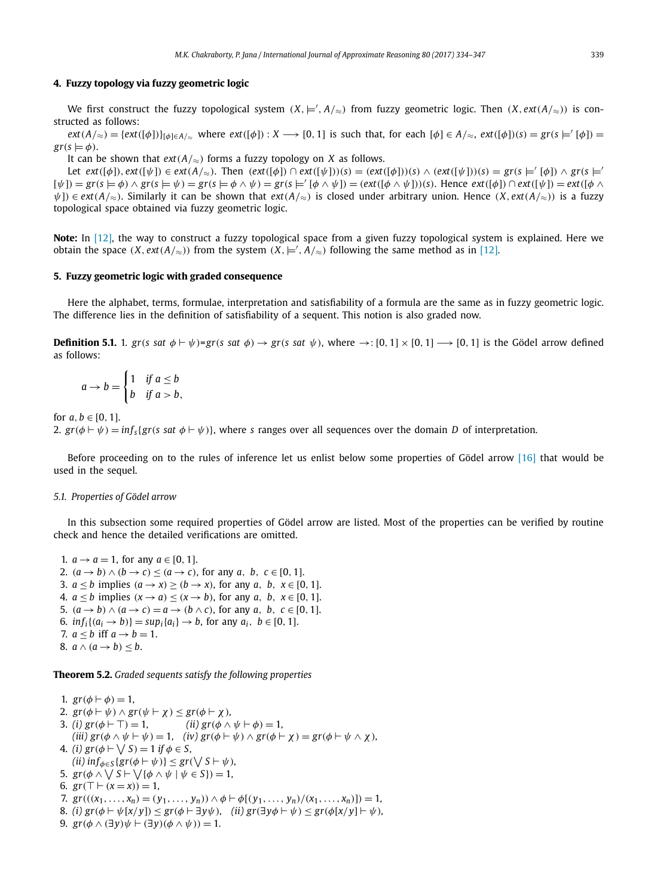## 4. Fuzzy topology via fuzzy geometric logic

We first construct the fuzzy topological system $(X, \models', A/_{\approx})$ from fuzzy geometric logic. Then $(X, ext(A/_{\approx}))$ is constructed as follows:

$ext(A/_{\approx}) = \{ext([\phi])\}_{[\phi] \in A/_{\approx}}$ where $ext([\phi]) : X \longrightarrow [0,1]$ is such that, for each $[\phi] \in A/_{\approx}$, $ext([\phi])(s) = gr(s \models' [\phi]) = gr(s \models \phi)$.

It can be shown that $ext(A/_{\approx})$ forms a fuzzy topology on $X$ as follows.

Let $ext([\phi]), ext([\psi]) \in ext(A/_{\approx})$. Then $(ext([\phi]) \cap ext([\psi]))(s) = (ext([\phi]))(s) \wedge (ext([\psi]))(s) = gr(s \models' [\phi]) \wedge gr(s \models' [\psi]) = gr(s \models \phi) \wedge gr(s \models \psi) = gr(s \models \phi \wedge \psi) = gr(s \models' [\phi \wedge \psi]) = (ext([\phi \wedge \psi]))(s)$. Hence $ext([\phi]) \cap ext([\psi]) = ext([\phi \wedge \psi]) \in ext(A/_{\approx})$. Similarly it can be shown that $ext(A/_{\approx})$ is closed under arbitrary union. Hence $(X, ext(A/_{\approx}))$ is a fuzzy topological space obtained via fuzzy geometric logic.

**Note:** In [12], the way to construct a fuzzy topological space from a given fuzzy topological system is explained. Here we obtain the space $(X, ext(A/_{\approx}))$ from the system $(X, \models', A/_{\approx})$ following the same method as in [12].

## 5. Fuzzy geometric logic with graded consequence

Here the alphabet, terms, formulae, interpretation and satisfiability of a formula are the same as in fuzzy geometric logic. The difference lies in the definition of satisfiability of a sequent. This notion is also graded now.

**Definition 5.1.** 1. $gr(s \ sat \ \phi \vdash \psi)$=$gr(s \ sat \ \phi) \rightarrow gr(s \ sat \ \psi)$, where $\rightarrow : [0,1] \times [0,1] \longrightarrow [0,1]$ is the Gödel arrow defined as follows:

$$a \rightarrow b = \begin{cases} 1 & \text{if } a \leq b \\ b & \text{if } a > b, \end{cases}$$

for $a, b \in [0,1]$.
2. $gr(\phi \vdash \psi) = inf_s\{gr(s \ sat \ \phi \vdash \psi)\}$, where $s$ ranges over all sequences over the domain $D$ of interpretation.

Before proceeding on to the rules of inference let us enlist below some properties of Gödel arrow [16] that would be used in the sequel.

### 5.1. Properties of Gödel arrow

In this subsection some required properties of Gödel arrow are listed. Most of the properties can be verified by routine check and hence the detailed verifications are omitted.

1. $a \rightarrow a = 1$, for any $a \in [0,1]$.
2. $(a \rightarrow b) \wedge (b \rightarrow c) \leq (a \rightarrow c)$, for any $a, b, c \in [0,1]$.
3. $a \leq b$ implies $(a \rightarrow x) \geq (b \rightarrow x)$, for any $a, b, x \in [0,1]$.
4. $a \leq b$ implies $(x \rightarrow a) \leq (x \rightarrow b)$, for any $a, b, x \in [0,1]$.
5. $(a \rightarrow b) \wedge (a \rightarrow c) = a \rightarrow (b \wedge c)$, for any $a, b, c \in [0,1]$.
6. $inf_i\{(a_i \rightarrow b)\} = sup_i\{a_i\} \rightarrow b$, for any $a_i, b \in [0,1]$.
7. $a \leq b$ iff $a \rightarrow b = 1$.
8. $a \wedge (a \rightarrow b) \leq b$.

**Theorem 5.2.** *Graded sequents satisfy the following properties*

1. $gr(\phi \vdash \phi) = 1$,
2. $gr(\phi \vdash \psi) \wedge gr(\psi \vdash \chi) \leq gr(\phi \vdash \chi)$,
3. *(i)* $gr(\phi \vdash \top) = 1$, *(ii)* $gr(\phi \wedge \psi \vdash \phi) = 1$,
   *(iii)* $gr(\phi \wedge \psi \vdash \psi) = 1$, *(iv)* $gr(\phi \vdash \psi) \wedge gr(\phi \vdash \chi) = gr(\phi \vdash \psi \wedge \chi)$,
4. *(i)* $gr(\phi \vdash \bigvee S) = 1$ *if* $\phi \in S$,
   *(ii)* $inf_{\phi \in S}\{gr(\phi \vdash \psi)\} \leq gr(\bigvee S \vdash \psi)$,
5. $gr(\phi \wedge \bigvee S \vdash \bigvee\{\phi \wedge \psi \mid \psi \in S\}) = 1$,
6. $gr(\top \vdash (x = x)) = 1$,
7. $gr(((x_1, \ldots, x_n) = (y_1, \ldots, y_n)) \wedge \phi \vdash \phi[(y_1, \ldots, y_n)/(x_1, \ldots, x_n)]) = 1$,
8. *(i)* $gr(\phi \vdash \psi[x/y]) \leq gr(\phi \vdash \exists y \psi)$, *(ii)* $gr(\exists y \phi \vdash \psi) \leq gr(\phi[x/y] \vdash \psi)$,
9. $gr(\phi \wedge (\exists y)\psi \vdash (\exists y)(\phi \wedge \psi)) = 1$.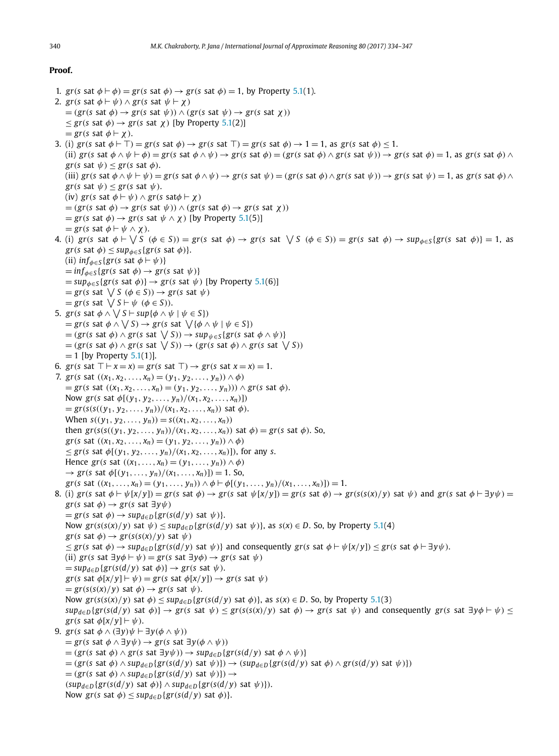**Proof.**

1. $gr(s \text{ sat } \phi \vdash \phi) = gr(s \text{ sat } \phi) \to gr(s \text{ sat } \phi) = 1$, by Property 5.1(1).
2. $gr(s \text{ sat } \phi \vdash \psi) \wedge gr(s \text{ sat } \psi \vdash \chi)$
   $= (gr(s \text{ sat } \phi) \to gr(s \text{ sat } \psi)) \wedge (gr(s \text{ sat } \psi) \to gr(s \text{ sat } \chi))$
   $\leq gr(s \text{ sat } \phi) \to gr(s \text{ sat } \chi)$ [by Property 5.1(2)]
   $= gr(s \text{ sat } \phi \vdash \chi)$.
3. (i) $gr(s \text{ sat } \phi \vdash \top) = gr(s \text{ sat } \phi) \to gr(s \text{ sat } \top) = gr(s \text{ sat } \phi) \to 1 = 1$, as $gr(s \text{ sat } \phi) \leq 1$.
   (ii) $gr(s \text{ sat } \phi \wedge \psi \vdash \phi) = gr(s \text{ sat } \phi \wedge \psi) \to gr(s \text{ sat } \phi) = (gr(s \text{ sat } \phi) \wedge gr(s \text{ sat } \psi)) \to gr(s \text{ sat } \phi) = 1$, as $gr(s \text{ sat } \phi) \wedge gr(s \text{ sat } \psi) \leq gr(s \text{ sat } \phi)$.
   (iii) $gr(s \text{ sat } \phi \wedge \psi \vdash \psi) = gr(s \text{ sat } \phi \wedge \psi) \to gr(s \text{ sat } \psi) = (gr(s \text{ sat } \phi) \wedge gr(s \text{ sat } \psi)) \to gr(s \text{ sat } \psi) = 1$, as $gr(s \text{ sat } \phi) \wedge gr(s \text{ sat } \psi) \leq gr(s \text{ sat } \psi)$.
   (iv) $gr(s \text{ sat } \phi \vdash \psi) \wedge gr(s \text{ sat} \phi \vdash \chi)$
   $= (gr(s \text{ sat } \phi) \to gr(s \text{ sat } \psi)) \wedge (gr(s \text{ sat } \phi) \to gr(s \text{ sat } \chi))$
   $= gr(s \text{ sat } \phi) \to gr(s \text{ sat } \psi \wedge \chi)$ [by Property 5.1(5)]
   $= gr(s \text{ sat } \phi \vdash \psi \wedge \chi)$.
4. (i) $gr(s \text{ sat } \phi \vdash \bigvee S \ (\phi \in S)) = gr(s \text{ sat } \phi) \to gr(s \text{ sat } \bigvee S \ (\phi \in S)) = gr(s \text{ sat } \phi) \to sup_{\phi \in S}\{gr(s \text{ sat } \phi)\} = 1$, as $gr(s \text{ sat } \phi) \leq sup_{\phi \in S}\{gr(s \text{ sat } \phi)\}$.
   (ii) $inf_{\phi \in S}\{gr(s \text{ sat } \phi \vdash \psi)\}$
   $= inf_{\phi \in S}\{gr(s \text{ sat } \phi) \to gr(s \text{ sat } \psi)\}$
   $= sup_{\phi \in S}\{gr(s \text{ sat } \phi)\} \to gr(s \text{ sat } \psi)$ [by Property 5.1(6)]
   $= gr(s \text{ sat } \bigvee S \ (\phi \in S)) \to gr(s \text{ sat } \psi)$
   $= gr(s \text{ sat } \bigvee S \vdash \psi \ (\phi \in S))$.
5. $gr(s \text{ sat } \phi \wedge \bigvee S \vdash sup\{\phi \wedge \psi \mid \psi \in S\})$
   $= gr(s \text{ sat } \phi \wedge \bigvee S) \to gr(s \text{ sat } \bigvee\{\phi \wedge \psi \mid \psi \in S\})$
   $= (gr(s \text{ sat } \phi) \wedge gr(s \text{ sat } \bigvee S)) \to sup_{\psi \in S}\{gr(s \text{ sat } \phi \wedge \psi)\}$
   $= (gr(s \text{ sat } \phi) \wedge gr(s \text{ sat } \bigvee S)) \to (gr(s \text{ sat } \phi) \wedge gr(s \text{ sat } \bigvee S))$
   $= 1$ [by Property 5.1(1)].
6. $gr(s \text{ sat } \top \vdash x = x) = gr(s \text{ sat } \top) \to gr(s \text{ sat } x = x) = 1$.
7. $gr(s \text{ sat } ((x_1, x_2, \ldots, x_n) = (y_1, y_2, \ldots, y_n)) \wedge \phi)$
   $= gr(s \text{ sat } ((x_1, x_2, \ldots, x_n) = (y_1, y_2, \ldots, y_n))) \wedge gr(s \text{ sat } \phi)$.
   Now $gr(s \text{ sat } \phi[(y_1, y_2, \ldots, y_n)/(x_1, x_2, \ldots, x_n)])$
   $= gr(s(s((y_1, y_2, \ldots, y_n))/(x_1, x_2, \ldots, x_n)) \text{ sat } \phi)$.
   When $s((y_1, y_2, \ldots, y_n)) = s((x_1, x_2, \ldots, x_n))$
   then $gr(s(s((y_1, y_2, \ldots, y_n))/(x_1, x_2, \ldots, x_n)) \text{ sat } \phi) = gr(s \text{ sat } \phi)$. So,
   $gr(s \text{ sat } ((x_1, x_2, \ldots, x_n) = (y_1, y_2, \ldots, y_n)) \wedge \phi)$
   $\leq gr(s \text{ sat } \phi[(y_1, y_2, \ldots, y_n)/(x_1, x_2, \ldots, x_n)])$, for any $s$.
   Hence $gr(s \text{ sat } ((x_1, \ldots, x_n) = (y_1, \ldots, y_n)) \wedge \phi)$
   $\to gr(s \text{ sat } \phi[(y_1, \ldots, y_n)/(x_1, \ldots, x_n)]) = 1$. So,
   $gr(s \text{ sat } ((x_1, \ldots, x_n) = (y_1, \ldots, y_n)) \wedge \phi \vdash \phi[(y_1, \ldots, y_n)/(x_1, \ldots, x_n)]) = 1$.
8. (i) $gr(s \text{ sat } \phi \vdash \psi[x/y]) = gr(s \text{ sat } \phi) \to gr(s \text{ sat } \psi[x/y]) = gr(s \text{ sat } \phi) \to gr(s(s(x)/y) \text{ sat } \psi)$ and $gr(s \text{ sat } \phi \vdash \exists y \psi) = gr(s \text{ sat } \phi) \to gr(s \text{ sat } \exists y \psi)$
   $= gr(s \text{ sat } \phi) \to sup_{d \in D}\{gr(s(d/y) \text{ sat } \psi)\}$.
   Now $gr(s(s(x)/y) \text{ sat } \psi) \leq sup_{d \in D}\{gr(s(d/y) \text{ sat } \psi)\}$, as $s(x) \in D$. So, by Property 5.1(4)
   $gr(s \text{ sat } \phi) \to gr(s(s(x)/y) \text{ sat } \psi)$
   $\leq gr(s \text{ sat } \phi) \to sup_{d \in D}\{gr(s(d/y) \text{ sat } \psi)\}$ and consequently $gr(s \text{ sat } \phi \vdash \psi[x/y]) \leq gr(s \text{ sat } \phi \vdash \exists y \psi)$.
   (ii) $gr(s \text{ sat } \exists y \phi \vdash \psi) = gr(s \text{ sat } \exists y \phi) \to gr(s \text{ sat } \psi)$
   $= sup_{d \in D}\{gr(s(d/y) \text{ sat } \phi)\} \to gr(s \text{ sat } \psi)$.
   $gr(s \text{ sat } \phi[x/y] \vdash \psi) = gr(s \text{ sat } \phi[x/y]) \to gr(s \text{ sat } \psi)$
   $= gr(s(s(x)/y) \text{ sat } \phi) \to gr(s \text{ sat } \psi)$.
   Now $gr(s(s(x)/y) \text{ sat } \phi) \leq sup_{d \in D}\{gr(s(d/y) \text{ sat } \phi)\}$, as $s(x) \in D$. So, by Property 5.1(3)
   $sup_{d \in D}\{gr(s(d/y) \text{ sat } \phi)\} \to gr(s \text{ sat } \psi) \leq gr(s(s(x)/y) \text{ sat } \phi) \to gr(s \text{ sat } \psi)$ and consequently $gr(s \text{ sat } \exists y \phi \vdash \psi) \leq gr(s \text{ sat } \phi[x/y] \vdash \psi)$.
9. $gr(s \text{ sat } \phi \wedge (\exists y)\psi \vdash \exists y(\phi \wedge \psi))$
   $= gr(s \text{ sat } \phi \wedge \exists y \psi) \to gr(s \text{ sat } \exists y(\phi \wedge \psi))$
   $= (gr(s \text{ sat } \phi) \wedge gr(s \text{ sat } \exists y \psi)) \to sup_{d \in D}\{gr(s(d/y) \text{ sat } \phi \wedge \psi)\}$
   $= (gr(s \text{ sat } \phi) \wedge sup_{d \in D}\{gr(s(d/y) \text{ sat } \psi)\}) \to (sup_{d \in D}\{gr(s(d/y) \text{ sat } \phi) \wedge gr(s(d/y) \text{ sat } \psi)\})$
   $= (gr(s \text{ sat } \phi) \wedge sup_{d \in D}\{gr(s(d/y) \text{ sat } \psi)\}) \to$
   $(sup_{d \in D}\{gr(s(d/y) \text{ sat } \phi)\} \wedge sup_{d \in D}\{gr(s(d/y) \text{ sat } \psi)\})$.
   Now $gr(s \text{ sat } \phi) \leq sup_{d \in D}\{gr(s(d/y) \text{ sat } \phi)\}$.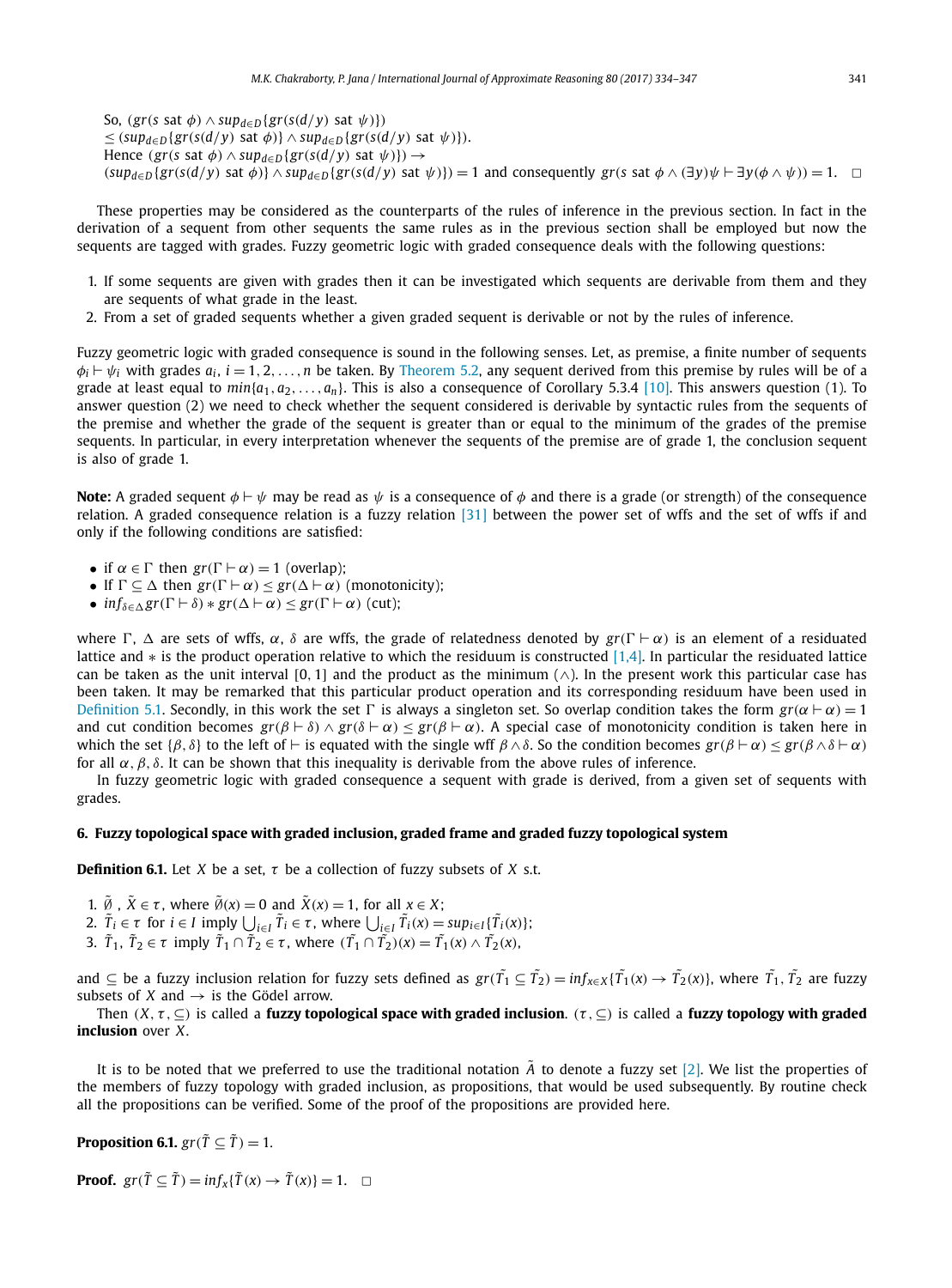So, $(gr(s \text{ sat } \phi) \wedge sup_{d\in D}\{gr(s(d/y) \text{ sat } \psi)\})$
$\leq (sup_{d\in D}\{gr(s(d/y) \text{ sat } \phi)\} \wedge sup_{d\in D}\{gr(s(d/y) \text{ sat } \psi)\})$.
Hence $(gr(s \text{ sat } \phi) \wedge sup_{d\in D}\{gr(s(d/y) \text{ sat } \psi)\}) \rightarrow$
$(sup_{d\in D}\{gr(s(d/y) \text{ sat } \phi)\} \wedge sup_{d\in D}\{gr(s(d/y) \text{ sat } \psi)\}) = 1$ and consequently $gr(s \text{ sat } \phi \wedge (\exists y)\psi \vdash \exists y(\phi \wedge \psi)) = 1$. □

These properties may be considered as the counterparts of the rules of inference in the previous section. In fact in the derivation of a sequent from other sequents the same rules as in the previous section shall be employed but now the sequents are tagged with grades. Fuzzy geometric logic with graded consequence deals with the following questions:

1. If some sequents are given with grades then it can be investigated which sequents are derivable from them and they are sequents of what grade in the least.
2. From a set of graded sequents whether a given graded sequent is derivable or not by the rules of inference.

Fuzzy geometric logic with graded consequence is sound in the following senses. Let, as premise, a finite number of sequents $\phi_i \vdash \psi_i$ with grades $a_i$, $i = 1, 2, \ldots, n$ be taken. By Theorem 5.2, any sequent derived from this premise by rules will be of a grade at least equal to $min\{a_1, a_2, \ldots, a_n\}$. This is also a consequence of Corollary 5.3.4 [10]. This answers question (1). To answer question (2) we need to check whether the sequent considered is derivable by syntactic rules from the sequents of the premise and whether the grade of the sequent is greater than or equal to the minimum of the grades of the premise sequents. In particular, in every interpretation whenever the sequents of the premise are of grade 1, the conclusion sequent is also of grade 1.

**Note:** A graded sequent $\phi \vdash \psi$ may be read as $\psi$ is a consequence of $\phi$ and there is a grade (or strength) of the consequence relation. A graded consequence relation is a fuzzy relation [31] between the power set of wffs and the set of wffs if and only if the following conditions are satisfied:

- if $\alpha \in \Gamma$ then $gr(\Gamma \vdash \alpha) = 1$ (overlap);
- If $\Gamma \subseteq \Delta$ then $gr(\Gamma \vdash \alpha) \leq gr(\Delta \vdash \alpha)$ (monotonicity);
- $inf_{\delta\in\Delta} gr(\Gamma \vdash \delta) * gr(\Delta \vdash \alpha) \leq gr(\Gamma \vdash \alpha)$ (cut);

where $\Gamma$, $\Delta$ are sets of wffs, $\alpha$, $\delta$ are wffs, the grade of relatedness denoted by $gr(\Gamma \vdash \alpha)$ is an element of a residuated lattice and $*$ is the product operation relative to which the residuum is constructed [1,4]. In particular the residuated lattice can be taken as the unit interval $[0, 1]$ and the product as the minimum ($\wedge$). In the present work this particular case has been taken. It may be remarked that this particular product operation and its corresponding residuum have been used in Definition 5.1. Secondly, in this work the set $\Gamma$ is always a singleton set. So overlap condition takes the form $gr(\alpha \vdash \alpha) = 1$ and cut condition becomes $gr(\beta \vdash \delta) \wedge gr(\delta \vdash \alpha) \leq gr(\beta \vdash \alpha)$. A special case of monotonicity condition is taken here in which the set $\{\beta, \delta\}$ to the left of $\vdash$ is equated with the single wff $\beta \wedge \delta$. So the condition becomes $gr(\beta \vdash \alpha) \leq gr(\beta \wedge \delta \vdash \alpha)$ for all $\alpha, \beta, \delta$. It can be shown that this inequality is derivable from the above rules of inference.

In fuzzy geometric logic with graded consequence a sequent with grade is derived, from a given set of sequents with grades.

## 6. Fuzzy topological space with graded inclusion, graded frame and graded fuzzy topological system

**Definition 6.1.** Let $X$ be a set, $\tau$ be a collection of fuzzy subsets of $X$ s.t.

1. $\tilde{\emptyset}$, $\tilde{X} \in \tau$, where $\tilde{\emptyset}(x) = 0$ and $\tilde{X}(x) = 1$, for all $x \in X$;
2. $\tilde{T}_i \in \tau$ for $i \in I$ imply $\bigcup_{i\in I} \tilde{T}_i \in \tau$, where $\bigcup_{i\in I} \tilde{T}_i(x) = sup_{i\in I}\{\tilde{T}_i(x)\}$;
3. $\tilde{T}_1, \tilde{T}_2 \in \tau$ imply $\tilde{T}_1 \cap \tilde{T}_2 \in \tau$, where $(\tilde{T}_1 \cap \tilde{T}_2)(x) = \tilde{T}_1(x) \wedge \tilde{T}_2(x)$,

and $\subseteq$ be a fuzzy inclusion relation for fuzzy sets defined as $gr(\tilde{T}_1 \subseteq \tilde{T}_2) = inf_{x\in X}\{\tilde{T}_1(x) \rightarrow \tilde{T}_2(x)\}$, where $\tilde{T}_1, \tilde{T}_2$ are fuzzy subsets of $X$ and $\rightarrow$ is the Gödel arrow.

Then $(X, \tau, \subseteq)$ is called a **fuzzy topological space with graded inclusion**. $(\tau, \subseteq)$ is called a **fuzzy topology with graded inclusion** over $X$.

It is to be noted that we preferred to use the traditional notation $\tilde{A}$ to denote a fuzzy set [2]. We list the properties of the members of fuzzy topology with graded inclusion, as propositions, that would be used subsequently. By routine check all the propositions can be verified. Some of the proof of the propositions are provided here.

**Proposition 6.1.** $gr(\tilde{T} \subseteq \tilde{T}) = 1$.

**Proof.** $gr(\tilde{T} \subseteq \tilde{T}) = inf_x\{\tilde{T}(x) \rightarrow \tilde{T}(x)\} = 1$. □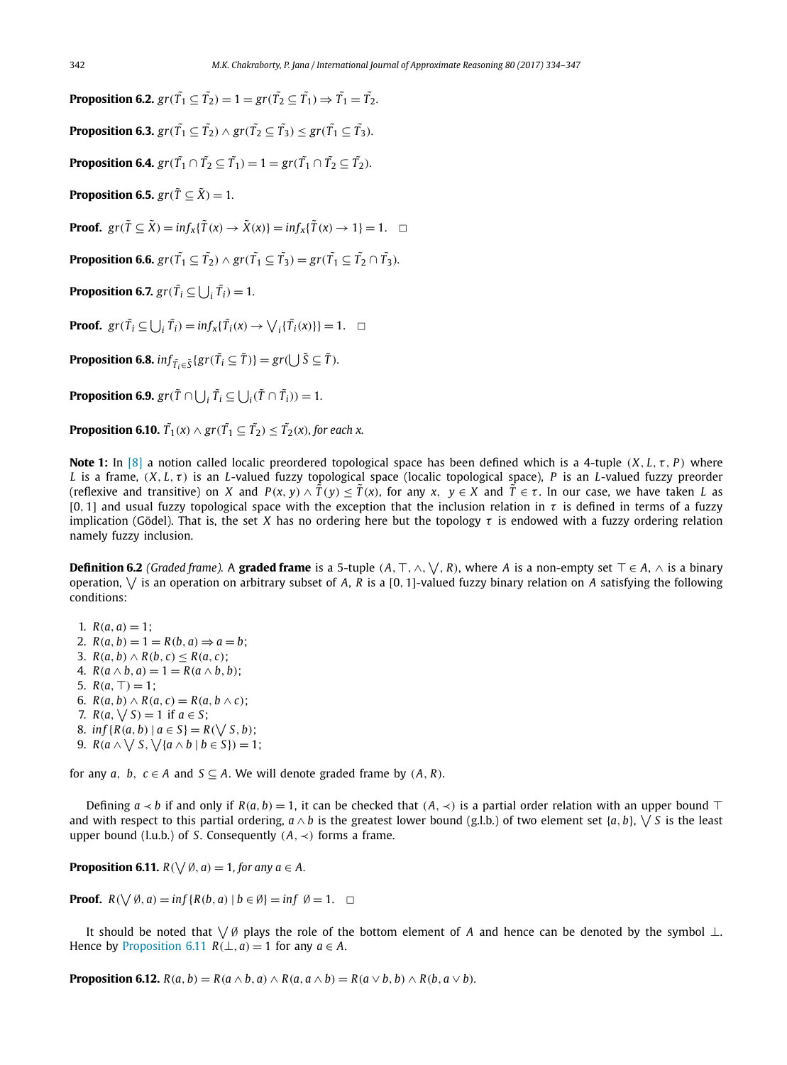**Proposition 6.2.** $gr(\tilde{T_1} \subseteq \tilde{T_2}) = 1 = gr(\tilde{T_2} \subseteq \tilde{T_1}) \Rightarrow \tilde{T_1} = \tilde{T_2}$.

**Proposition 6.3.** $gr(\tilde{T_1} \subseteq \tilde{T_2}) \wedge gr(\tilde{T_2} \subseteq \tilde{T_3}) \leq gr(\tilde{T_1} \subseteq \tilde{T_3})$.

**Proposition 6.4.** $gr(\tilde{T_1} \cap \tilde{T_2} \subseteq \tilde{T_1}) = 1 = gr(\tilde{T_1} \cap \tilde{T_2} \subseteq \tilde{T_2})$.

**Proposition 6.5.** $gr(\tilde{T} \subseteq \tilde{X}) = 1$.

**Proof.** $gr(\tilde{T} \subseteq \tilde{X}) = inf_x\{\tilde{T}(x) \to \tilde{X}(x)\} = inf_x\{\tilde{T}(x) \to 1\} = 1$. $\square$

**Proposition 6.6.** $gr(\tilde{T_1} \subseteq \tilde{T_2}) \wedge gr(\tilde{T_1} \subseteq \tilde{T_3}) = gr(\tilde{T_1} \subseteq \tilde{T_2} \cap \tilde{T_3})$.

**Proposition 6.7.** $gr(\tilde{T_i} \subseteq \bigcup_i \tilde{T_i}) = 1$.

**Proof.** $gr(\tilde{T_i} \subseteq \bigcup_i \tilde{T_i}) = inf_x\{\tilde{T_i}(x) \to \bigvee_i\{\tilde{T_i}(x)\}\} = 1$. $\square$

**Proposition 6.8.** $inf_{\tilde{T_i} \in \tilde{S}}\{gr(\tilde{T_i} \subseteq \tilde{T})\} = gr(\bigcup \tilde{S} \subseteq \tilde{T})$.

**Proposition 6.9.** $gr(\tilde{T} \cap \bigcup_i \tilde{T_i} \subseteq \bigcup_i(\tilde{T} \cap \tilde{T_i})) = 1$.

**Proposition 6.10.** *$\tilde{T_1}(x) \wedge gr(\tilde{T_1} \subseteq \tilde{T_2}) \leq \tilde{T_2}(x)$, for each x.*

**Note 1:** In [8] a notion called localic preordered topological space has been defined which is a 4-tuple $(X, L, \tau, P)$ where $L$ is a frame, $(X, L, \tau)$ is an $L$-valued fuzzy topological space (localic topological space), $P$ is an $L$-valued fuzzy preorder (reflexive and transitive) on $X$ and $P(x, y) \wedge \tilde{T}(y) \leq \tilde{T}(x)$, for any $x, y \in X$ and $\tilde{T} \in \tau$. In our case, we have taken $L$ as $[0, 1]$ and usual fuzzy topological space with the exception that the inclusion relation in $\tau$ is defined in terms of a fuzzy implication (Gödel). That is, the set $X$ has no ordering here but the topology $\tau$ is endowed with a fuzzy ordering relation namely fuzzy inclusion.

**Definition 6.2** *(Graded frame).* A **graded frame** is a 5-tuple $(A, \top, \wedge, \bigvee, R)$, where $A$ is a non-empty set $\top \in A$, $\wedge$ is a binary operation, $\bigvee$ is an operation on arbitrary subset of $A$, $R$ is a $[0, 1]$-valued fuzzy binary relation on $A$ satisfying the following conditions:

1. $R(a, a) = 1$;
2. $R(a, b) = 1 = R(b, a) \Rightarrow a = b$;
3. $R(a, b) \wedge R(b, c) \leq R(a, c)$;
4. $R(a \wedge b, a) = 1 = R(a \wedge b, b)$;
5. $R(a, \top) = 1$;
6. $R(a, b) \wedge R(a, c) = R(a, b \wedge c)$;
7. $R(a, \bigvee S) = 1$ if $a \in S$;
8. $inf\{R(a, b) \mid a \in S\} = R(\bigvee S, b)$;
9. $R(a \wedge \bigvee S, \bigvee\{a \wedge b \mid b \in S\}) = 1$;

for any $a, b, c \in A$ and $S \subseteq A$. We will denote graded frame by $(A, R)$.

Defining $a \prec b$ if and only if $R(a, b) = 1$, it can be checked that $(A, \prec)$ is a partial order relation with an upper bound $\top$ and with respect to this partial ordering, $a \wedge b$ is the greatest lower bound (g.l.b.) of two element set $\{a, b\}$, $\bigvee S$ is the least upper bound (l.u.b.) of $S$. Consequently $(A, \prec)$ forms a frame.

**Proposition 6.11.** *$R(\bigvee \emptyset, a) = 1$, for any $a \in A$.*

**Proof.** $R(\bigvee \emptyset, a) = inf\{R(b, a) \mid b \in \emptyset\} = inf\ \emptyset = 1$. $\square$

It should be noted that $\bigvee \emptyset$ plays the role of the bottom element of $A$ and hence can be denoted by the symbol $\bot$. Hence by Proposition 6.11 $R(\bot, a) = 1$ for any $a \in A$.

**Proposition 6.12.** $R(a, b) = R(a \wedge b, a) \wedge R(a, a \wedge b) = R(a \vee b, b) \wedge R(b, a \vee b)$.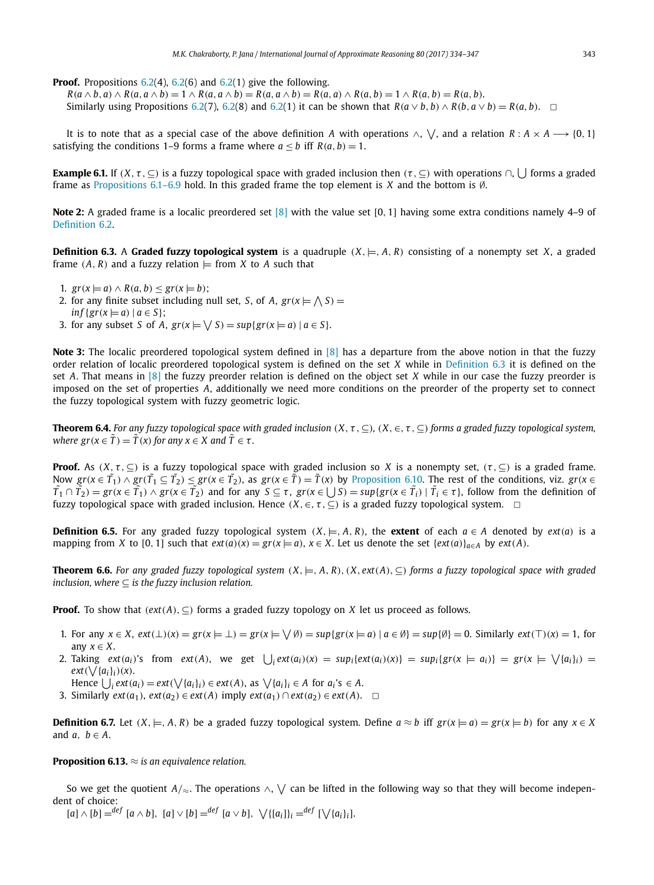**Proof.** Propositions 6.2(4), 6.2(6) and 6.2(1) give the following.

$R(a \wedge b, a) \wedge R(a, a \wedge b) = 1 \wedge R(a, a \wedge b) = R(a, a \wedge b) = R(a, a) \wedge R(a, b) = 1 \wedge R(a, b) = R(a, b)$.

Similarly using Propositions 6.2(7), 6.2(8) and 6.2(1) it can be shown that $R(a \vee b, b) \wedge R(b, a \vee b) = R(a, b)$. □

It is to note that as a special case of the above definition $A$ with operations $\wedge$, $\bigvee$, and a relation $R : A \times A \longrightarrow \{0, 1\}$ satisfying the conditions 1–9 forms a frame where $a \leq b$ iff $R(a, b) = 1$.

**Example 6.1.** If $(X, \tau, \subseteq)$ is a fuzzy topological space with graded inclusion then $(\tau, \subseteq)$ with operations $\cap$, $\bigcup$ forms a graded frame as Propositions 6.1–6.9 hold. In this graded frame the top element is $X$ and the bottom is $\emptyset$.

**Note 2:** A graded frame is a localic preordered set [8] with the value set $[0, 1]$ having some extra conditions namely 4–9 of Definition 6.2.

**Definition 6.3.** A **Graded fuzzy topological system** is a quadruple $(X, \models, A, R)$ consisting of a nonempty set $X$, a graded frame $(A, R)$ and a fuzzy relation $\models$ from $X$ to $A$ such that

1. $gr(x \models a) \wedge R(a, b) \leq gr(x \models b)$;
2. for any finite subset including null set, $S$, of $A$, $gr(x \models \bigwedge S) = inf\{gr(x \models a) \mid a \in S\}$;
3. for any subset $S$ of $A$, $gr(x \models \bigvee S) = sup\{gr(x \models a) \mid a \in S\}$.

**Note 3:** The localic preordered topological system defined in [8] has a departure from the above notion in that the fuzzy order relation of localic preordered topological system is defined on the set $X$ while in Definition 6.3 it is defined on the set $A$. That means in [8] the fuzzy preorder relation is defined on the object set $X$ while in our case the fuzzy preorder is imposed on the set of properties $A$, additionally we need more conditions on the preorder of the property set to connect the fuzzy topological system with fuzzy geometric logic.

**Theorem 6.4.** *For any fuzzy topological space with graded inclusion $(X, \tau, \subseteq)$, $(X, \in, \tau, \subseteq)$ forms a graded fuzzy topological system, where $gr(x \in \tilde{T}) = \tilde{T}(x)$ for any $x \in X$ and $\tilde{T} \in \tau$.*

**Proof.** As $(X, \tau, \subseteq)$ is a fuzzy topological space with graded inclusion so $X$ is a nonempty set, $(\tau, \subseteq)$ is a graded frame. Now $gr(x \in \tilde{T_1}) \wedge gr(\tilde{T_1} \subseteq \tilde{T_2}) \leq gr(x \in \tilde{T_2})$, as $gr(x \in \tilde{T}) = \tilde{T}(x)$ by Proposition 6.10. The rest of the conditions, viz. $gr(x \in \tilde{T_1} \cap \tilde{T_2}) = gr(x \in \tilde{T_1}) \wedge gr(x \in \tilde{T_2})$ and for any $S \subseteq \tau$, $gr(x \in \bigcup S) = sup\{gr(x \in \tilde{T_i}) \mid \tilde{T_i} \in \tau\}$, follow from the definition of fuzzy topological space with graded inclusion. Hence $(X, \in, \tau, \subseteq)$ is a graded fuzzy topological system. □

**Definition 6.5.** For any graded fuzzy topological system $(X, \models, A, R)$, the **extent** of each $a \in A$ denoted by $ext(a)$ is a mapping from $X$ to $[0, 1]$ such that $ext(a)(x) = gr(x \models a)$, $x \in X$. Let us denote the set $\{ext(a)\}_{a \in A}$ by $ext(A)$.

**Theorem 6.6.** *For any graded fuzzy topological system $(X, \models, A, R)$, $(X, ext(A), \subseteq)$ forms a fuzzy topological space with graded inclusion, where $\subseteq$ is the fuzzy inclusion relation.*

**Proof.** To show that $(ext(A), \subseteq)$ forms a graded fuzzy topology on $X$ let us proceed as follows.

1. For any $x \in X$, $ext(\perp)(x) = gr(x \models \perp) = gr(x \models \bigvee \emptyset) = sup\{gr(x \models a) \mid a \in \emptyset\} = sup\{\emptyset\} = 0$. Similarly $ext(\top)(x) = 1$, for any $x \in X$.
2. Taking $ext(a_i)$'s from $ext(A)$, we get $\bigcup_i ext(a_i)(x) = sup_i\{ext(a_i)(x)\} = sup_i\{gr(x \models a_i)\} = gr(x \models \bigvee\{a_i\}_i) = ext(\bigvee\{a_i\}_i)(x)$.
   Hence $\bigcup_i ext(a_i) = ext(\bigvee\{a_i\}_i) \in ext(A)$, as $\bigvee\{a_i\}_i \in A$ for $a_i$'s $\in A$.
3. Similarly $ext(a_1)$, $ext(a_2) \in ext(A)$ imply $ext(a_1) \cap ext(a_2) \in ext(A)$. □

**Definition 6.7.** Let $(X, \models, A, R)$ be a graded fuzzy topological system. Define $a \approx b$ iff $gr(x \models a) = gr(x \models b)$ for any $x \in X$ and $a, b \in A$.

**Proposition 6.13.** *$\approx$ is an equivalence relation.*

So we get the quotient $A/_{\approx}$. The operations $\wedge$, $\bigvee$ can be lifted in the following way so that they will become independent of choice:

$[a] \wedge [b] =^{def} [a \wedge b]$, $[a] \vee [b] =^{def} [a \vee b]$, $\bigvee\{[a_i]\}_i =^{def} [\bigvee\{a_i\}_i]$.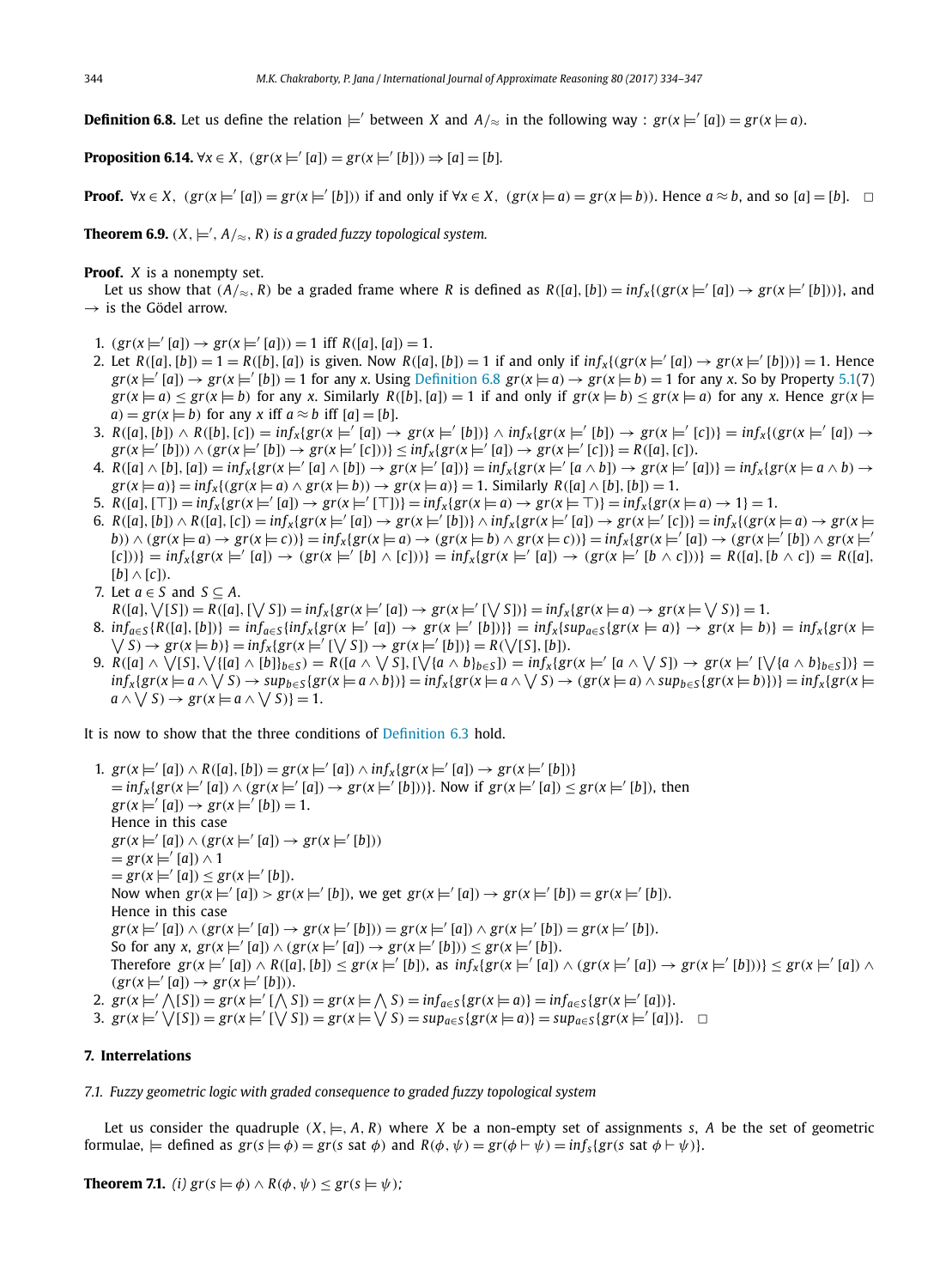**Definition 6.8.** Let us define the relation $\models'$ between $X$ and $A/_{\approx}$ in the following way : $gr(x \models' [a]) = gr(x \models a)$.

**Proposition 6.14.** *$\forall x \in X$, $(gr(x \models' [a]) = gr(x \models' [b])) \Rightarrow [a] = [b]$.*

**Proof.** $\forall x \in X$, $(gr(x \models' [a]) = gr(x \models' [b]))$ if and only if $\forall x \in X$, $(gr(x \models a) = gr(x \models b))$. Hence $a \approx b$, and so $[a] = [b]$. $\square$

**Theorem 6.9.** *$(X, \models', A/_{\approx}, R)$ is a graded fuzzy topological system.*

**Proof.** $X$ is a nonempty set.

Let us show that $(A/_{\approx}, R)$ be a graded frame where $R$ is defined as $R([a],[b]) = inf_x\{(gr(x \models' [a]) \to gr(x \models' [b]))\}$, and $\to$ is the Gödel arrow.

1. $(gr(x \models' [a]) \to gr(x \models' [a])) = 1$ iff $R([a],[a]) = 1$.
2. Let $R([a],[b]) = 1 = R([b],[a])$ is given. Now $R([a],[b]) = 1$ if and only if $inf_x\{(gr(x \models' [a]) \to gr(x \models' [b]))\} = 1$. Hence $gr(x \models' [a]) \to gr(x \models' [b]) = 1$ for any $x$. Using Definition 6.8 $gr(x \models a) \to gr(x \models b) = 1$ for any $x$. So by Property 5.1(7) $gr(x \models a) \le gr(x \models b)$ for any $x$. Similarly $R([b],[a]) = 1$ if and only if $gr(x \models b) \le gr(x \models a)$ for any $x$. Hence $gr(x \models a) = gr(x \models b)$ for any $x$ iff $a \approx b$ iff $[a] = [b]$.
3. $R([a],[b]) \wedge R([b],[c]) = inf_x\{gr(x \models' [a]) \to gr(x \models' [b])\} \wedge inf_x\{gr(x \models' [b]) \to gr(x \models' [c])\} = inf_x\{(gr(x \models' [a]) \to gr(x \models' [b])) \wedge (gr(x \models' [b]) \to gr(x \models' [c]))\} \le inf_x\{gr(x \models' [a]) \to gr(x \models' [c])\} = R([a],[c])$.
4. $R([a] \wedge [b],[a]) = inf_x\{gr(x \models' [a] \wedge [b]) \to gr(x \models' [a])\} = inf_x\{gr(x \models' [a \wedge b]) \to gr(x \models' [a])\} = inf_x\{gr(x \models a \wedge b) \to gr(x \models a)\} = inf_x\{(gr(x \models a) \wedge gr(x \models b)) \to gr(x \models a)\} = 1$. Similarly $R([a] \wedge [b],[b]) = 1$.
5. $R([a],[\top]) = inf_x\{gr(x \models' [a]) \to gr(x \models' [\top])\} = inf_x\{gr(x \models a) \to gr(x \models \top)\} = inf_x\{gr(x \models a) \to 1\} = 1$.
6. $R([a],[b]) \wedge R([a],[c]) = inf_x\{gr(x \models' [a]) \to gr(x \models' [b])\} \wedge inf_x\{gr(x \models' [a]) \to gr(x \models' [c])\} = inf_x\{(gr(x \models a) \to gr(x \models b)) \wedge (gr(x \models a) \to gr(x \models c))\} = inf_x\{gr(x \models a) \to (gr(x \models b) \wedge gr(x \models c))\} = inf_x\{gr(x \models' [a]) \to (gr(x \models' [b]) \wedge gr(x \models' [c]))\} = inf_x\{gr(x \models' [a]) \to (gr(x \models' [b] \wedge [c]))\} = inf_x\{gr(x \models' [a]) \to (gr(x \models' [b \wedge c]))\} = R([a],[b \wedge c]) = R([a],[b] \wedge [c])$.
7. Let $a \in S$ and $S \subseteq A$.
   $R([a], \bigvee[S]) = R([a],[\bigvee S]) = inf_x\{gr(x \models' [a]) \to gr(x \models' [\bigvee S])\} = inf_x\{gr(x \models a) \to gr(x \models \bigvee S)\} = 1$.
8. $inf_{a \in S}\{R([a],[b])\} = inf_{a \in S}\{inf_x\{gr(x \models' [a]) \to gr(x \models' [b])\}\} = inf_x\{sup_{a \in S}\{gr(x \models a)\} \to gr(x \models b)\} = inf_x\{gr(x \models \bigvee S) \to gr(x \models b)\} = inf_x\{gr(x \models' [\bigvee S]) \to gr(x \models' [b])\} = R(\bigvee[S],[b])$.
9. $R([a] \wedge \bigvee[S], \bigvee\{[a] \wedge [b]\}_{b \in S}) = R([a \wedge \bigvee S], [\bigvee\{a \wedge b\}_{b \in S}]) = inf_x\{gr(x \models' [a \wedge \bigvee S]) \to gr(x \models' [\bigvee\{a \wedge b\}_{b \in S}])\} = inf_x\{gr(x \models a \wedge \bigvee S) \to sup_{b \in S}\{gr(x \models a \wedge b)\}\} = inf_x\{gr(x \models a \wedge \bigvee S) \to (gr(x \models a) \wedge sup_{b \in S}\{gr(x \models b)\})\} = inf_x\{gr(x \models a \wedge \bigvee S) \to gr(x \models a \wedge \bigvee S)\} = 1$.

It is now to show that the three conditions of Definition 6.3 hold.

1. $gr(x \models' [a]) \wedge R([a],[b]) = gr(x \models' [a]) \wedge inf_x\{gr(x \models' [a]) \to gr(x \models' [b])\}$
   $= inf_x\{gr(x \models' [a]) \wedge (gr(x \models' [a]) \to gr(x \models' [b]))\}$. Now if $gr(x \models' [a]) \le gr(x \models' [b])$, then
   $gr(x \models' [a]) \to gr(x \models' [b]) = 1$.
   Hence in this case
   $gr(x \models' [a]) \wedge (gr(x \models' [a]) \to gr(x \models' [b]))$
   $= gr(x \models' [a]) \wedge 1$
   $= gr(x \models' [a]) \le gr(x \models' [b])$.
   Now when $gr(x \models' [a]) > gr(x \models' [b])$, we get $gr(x \models' [a]) \to gr(x \models' [b]) = gr(x \models' [b])$.
   Hence in this case
   $gr(x \models' [a]) \wedge (gr(x \models' [a]) \to gr(x \models' [b])) = gr(x \models' [a]) \wedge gr(x \models' [b]) = gr(x \models' [b])$.
   So for any $x$, $gr(x \models' [a]) \wedge (gr(x \models' [a]) \to gr(x \models' [b])) \le gr(x \models' [b])$.
   Therefore $gr(x \models' [a]) \wedge R([a],[b]) \le gr(x \models' [b])$, as $inf_x\{gr(x \models' [a]) \wedge (gr(x \models' [a]) \to gr(x \models' [b]))\} \le gr(x \models' [a]) \wedge (gr(x \models' [a]) \to gr(x \models' [b]))$.
2. $gr(x \models' \bigwedge[S]) = gr(x \models' [\bigwedge S]) = gr(x \models \bigwedge S) = inf_{a \in S}\{gr(x \models a)\} = inf_{a \in S}\{gr(x \models' [a])\}$.
3. $gr(x \models' \bigvee[S]) = gr(x \models' [\bigvee S]) = gr(x \models \bigvee S) = sup_{a \in S}\{gr(x \models a)\} = sup_{a \in S}\{gr(x \models' [a])\}$. $\square$

## 7. Interrelations

### *7.1. Fuzzy geometric logic with graded consequence to graded fuzzy topological system*

Let us consider the quadruple $(X, \models, A, R)$ where $X$ be a non-empty set of assignments $s$, $A$ be the set of geometric formulae, $\models$ defined as $gr(s \models \phi) = gr(s \text{ sat } \phi)$ and $R(\phi, \psi) = gr(\phi \vdash \psi) = inf_s\{gr(s \text{ sat } \phi \vdash \psi)\}$.

**Theorem 7.1.** *(i) $gr(s \models \phi) \wedge R(\phi, \psi) \le gr(s \models \psi)$;*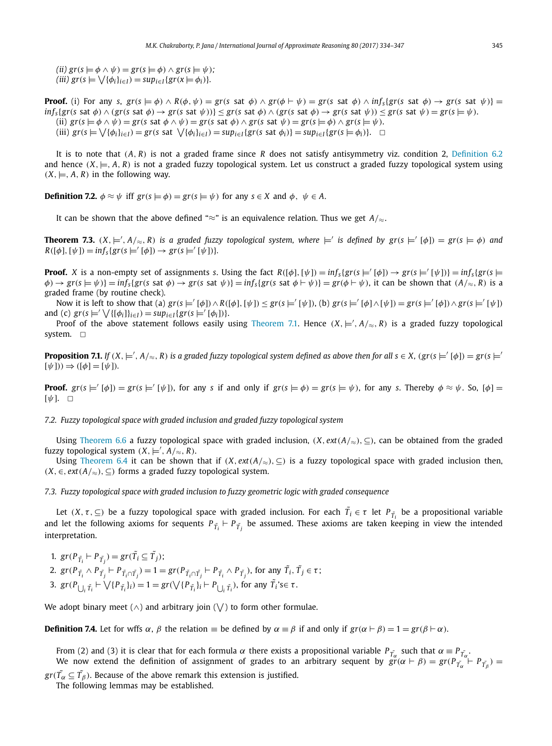*(ii)* $gr(s \models \phi \wedge \psi) = gr(s \models \phi) \wedge gr(s \models \psi)$;
*(iii)* $gr(s \models \bigvee\{\phi_i\}_{i\in I}) = sup_{i\in I}\{gr(x \models \phi_i)\}$.

**Proof.** (i) For any $s$, $gr(s \models \phi) \wedge R(\phi, \psi) = gr(s \text{ sat } \phi) \wedge gr(\phi \vdash \psi) = gr(s \text{ sat } \phi) \wedge inf_s\{gr(s \text{ sat } \phi) \rightarrow gr(s \text{ sat } \psi)\} = inf_s\{gr(s \text{ sat } \phi) \wedge (gr(s \text{ sat } \phi) \rightarrow gr(s \text{ sat } \psi))\} \leq gr(s \text{ sat } \phi) \wedge (gr(s \text{ sat } \phi) \rightarrow gr(s \text{ sat } \psi)) \leq gr(s \text{ sat } \psi) = gr(s \models \psi)$.

(ii) $gr(s \models \phi \wedge \psi) = gr(s \text{ sat } \phi \wedge \psi) = gr(s \text{ sat } \phi) \wedge gr(s \text{ sat } \psi) = gr(s \models \phi) \wedge gr(s \models \psi)$.

(iii) $gr(s \models \bigvee\{\phi_i\}_{i\in I}) = gr(s \text{ sat } \bigvee\{\phi_i\}_{i\in I}) = sup_{i\in I}\{gr(s \text{ sat } \phi_i)\} = sup_{i\in I}\{gr(s \models \phi_i)\}$. $\square$

It is to note that $(A, R)$ is not a graded frame since $R$ does not satisfy antisymmetry viz. condition 2, Definition 6.2 and hence $(X, \models, A, R)$ is not a graded fuzzy topological system. Let us construct a graded fuzzy topological system using $(X, \models, A, R)$ in the following way.

**Definition 7.2.** $\phi \approx \psi$ iff $gr(s \models \phi) = gr(s \models \psi)$ for any $s \in X$ and $\phi, \ \psi \in A$.

It can be shown that the above defined "$\approx$" is an equivalence relation. Thus we get $A/_{\approx}$.

**Theorem 7.3.** *$(X, \models', A/_{\approx}, R)$ is a graded fuzzy topological system, where $\models'$ is defined by $gr(s \models' [\phi]) = gr(s \models \phi)$ and $R([\phi], [\psi]) = inf_s\{gr(s \models' [\phi]) \rightarrow gr(s \models' [\psi])\}$.*

**Proof.** $X$ is a non-empty set of assignments $s$. Using the fact $R([\phi], [\psi]) = inf_s\{gr(s \models' [\phi]) \rightarrow gr(s \models' [\psi])\} = inf_s\{gr(s \models \phi) \rightarrow gr(s \models \psi)\} = inf_s\{gr(s \text{ sat } \phi) \rightarrow gr(s \text{ sat } \psi)\} = inf_s\{gr(s \text{ sat } \phi \vdash \psi)\} = gr(\phi \vdash \psi)$, it can be shown that $(A/_{\approx}, R)$ is a graded frame (by routine check).

Now it is left to show that (a) $gr(s \models' [\phi]) \wedge R([\phi], [\psi]) \leq gr(s \models' [\psi])$, (b) $gr(s \models' [\phi] \wedge [\psi]) = gr(s \models' [\phi]) \wedge gr(s \models' [\psi])$ and (c) $gr(s \models' \bigvee\{[\phi_i]\}_{i\in I}) = sup_{i\in I}\{gr(s \models' [\phi_i])\}$.

Proof of the above statement follows easily using Theorem 7.1. Hence $(X, \models', A/_{\approx}, R)$ is a graded fuzzy topological system. $\square$

**Proposition 7.1.** *If $(X, \models', A/_{\approx}, R)$ is a graded fuzzy topological system defined as above then for all $s \in X$, $(gr(s \models' [\phi]) = gr(s \models' [\psi])) \Rightarrow ([\phi] = [\psi])$.*

**Proof.** $gr(s \models' [\phi]) = gr(s \models' [\psi])$, for any $s$ if and only if $gr(s \models \phi) = gr(s \models \psi)$, for any $s$. Thereby $\phi \approx \psi$. So, $[\phi] = [\psi]$. $\square$

### *7.2. Fuzzy topological space with graded inclusion and graded fuzzy topological system*

Using Theorem 6.6 a fuzzy topological space with graded inclusion, $(X, ext(A/_{\approx}), \subseteq)$, can be obtained from the graded fuzzy topological system $(X, \models', A/_{\approx}, R)$.

Using Theorem 6.4 it can be shown that if $(X, ext(A/_{\approx}), \subseteq)$ is a fuzzy topological space with graded inclusion then, $(X, \in, ext(A/_{\approx}), \subseteq)$ forms a graded fuzzy topological system.

### *7.3. Fuzzy topological space with graded inclusion to fuzzy geometric logic with graded consequence*

Let $(X, \tau, \subseteq)$ be a fuzzy topological space with graded inclusion. For each $\tilde{T}_i \in \tau$ let $P_{\tilde{T}_i}$ be a propositional variable and let the following axioms for sequents $P_{\tilde{T}_i} \vdash P_{\tilde{T}_j}$ be assumed. These axioms are taken keeping in view the intended interpretation.

1. $gr(P_{\tilde{T}_i} \vdash P_{\tilde{T}_j}) = gr(\tilde{T}_i \subseteq \tilde{T}_j)$;
2. $gr(P_{\tilde{T}_i} \wedge P_{\tilde{T}_j} \vdash P_{\tilde{T}_i \cap \tilde{T}_j}) = 1 = gr(P_{\tilde{T}_i \cap \tilde{T}_j} \vdash P_{\tilde{T}_i} \wedge P_{\tilde{T}_j})$, for any $\tilde{T}_i, \tilde{T}_j \in \tau$;
3. $gr(P_{\bigcup_i \tilde{T}_i} \vdash \bigvee\{P_{\tilde{T}_i}\}_i) = 1 = gr(\bigvee\{P_{\tilde{T}_i}\}_i \vdash P_{\bigcup_i \tilde{T}_i})$, for any $\tilde{T}_i$'s$\in \tau$.

We adopt binary meet ($\wedge$) and arbitrary join ($\bigvee$) to form other formulae.

**Definition 7.4.** Let for wffs $\alpha$, $\beta$ the relation $\equiv$ be defined by $\alpha \equiv \beta$ if and only if $gr(\alpha \vdash \beta) = 1 = gr(\beta \vdash \alpha)$.

From (2) and (3) it is clear that for each formula $\alpha$ there exists a propositional variable $P_{\tilde{T}_\alpha}$ such that $\alpha \equiv P_{\tilde{T}_\alpha}$.

We now extend the definition of assignment of grades to an arbitrary sequent by $gr(\alpha \vdash \beta) = gr(P_{\tilde{T}_\alpha} \vdash P_{\tilde{T}_\beta}) = gr(\tilde{T}_\alpha \subseteq \tilde{T}_\beta)$. Because of the above remark this extension is justified.

The following lemmas may be established.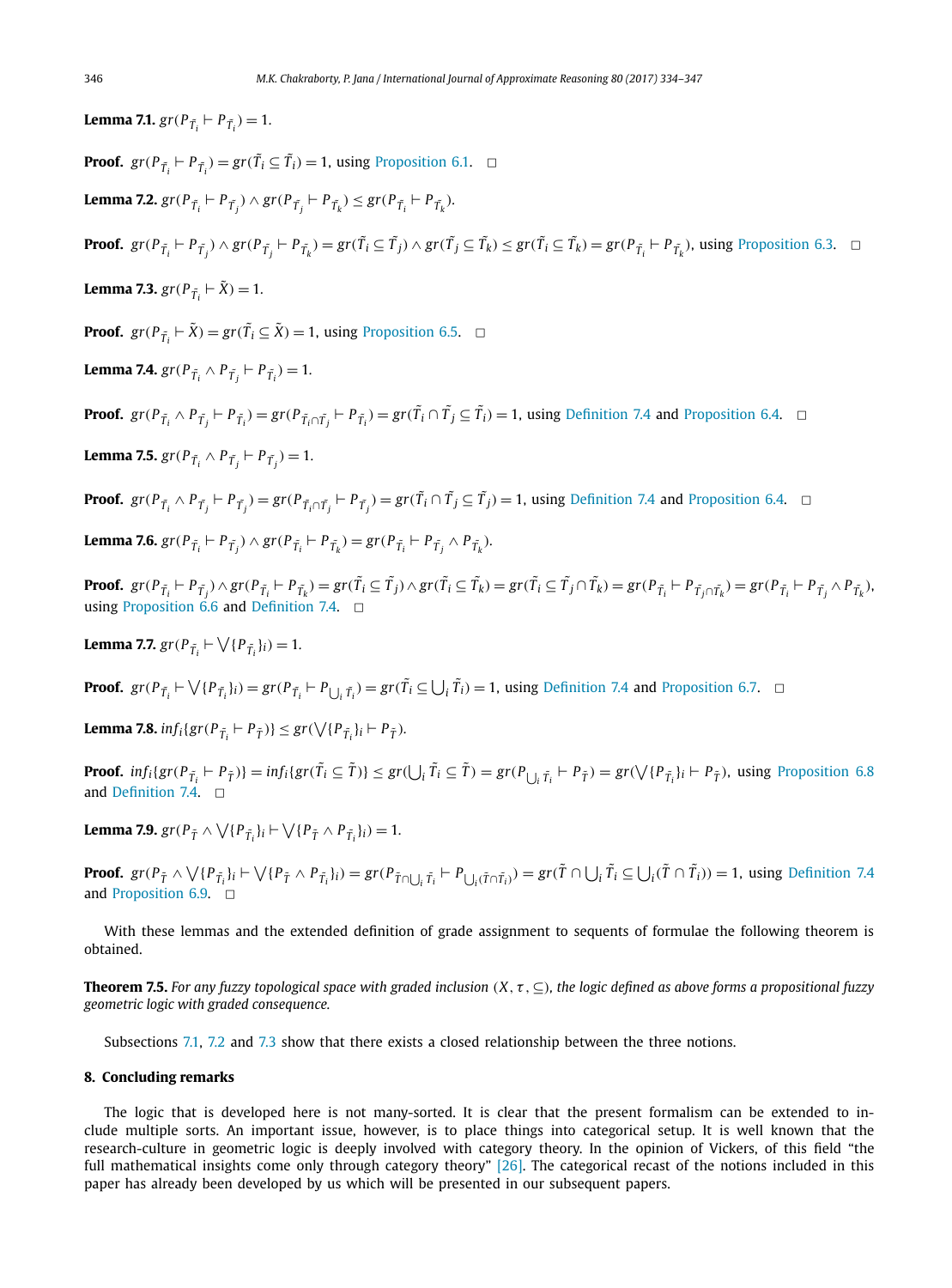**Lemma 7.1.** $gr(P_{\tilde{T}_i} \vdash P_{\tilde{T}_i}) = 1$.

**Proof.** $gr(P_{\tilde{T}_i} \vdash P_{\tilde{T}_i}) = gr(\tilde{T}_i \subseteq \tilde{T}_i) = 1$, using Proposition 6.1. $\square$

**Lemma 7.2.** $gr(P_{\tilde{T}_i} \vdash P_{\tilde{T}_j}) \wedge gr(P_{\tilde{T}_j} \vdash P_{\tilde{T}_k}) \leq gr(P_{\tilde{T}_i} \vdash P_{\tilde{T}_k})$.

**Proof.** $gr(P_{\tilde{T}_i} \vdash P_{\tilde{T}_j}) \wedge gr(P_{\tilde{T}_j} \vdash P_{\tilde{T}_k}) = gr(\tilde{T}_i \subseteq \tilde{T}_j) \wedge gr(\tilde{T}_j \subseteq \tilde{T}_k) \leq gr(\tilde{T}_i \subseteq \tilde{T}_k) = gr(P_{\tilde{T}_i} \vdash P_{\tilde{T}_k})$, using Proposition 6.3. $\square$

**Lemma 7.3.** $gr(P_{\tilde{T}_i} \vdash \tilde{X}) = 1$.

**Proof.** $gr(P_{\tilde{T}_i} \vdash \tilde{X}) = gr(\tilde{T}_i \subseteq \tilde{X}) = 1$, using Proposition 6.5. $\square$

**Lemma 7.4.** $gr(P_{\tilde{T}_i} \wedge P_{\tilde{T}_j} \vdash P_{\tilde{T}_i}) = 1$.

**Proof.** $gr(P_{\tilde{T}_i} \wedge P_{\tilde{T}_j} \vdash P_{\tilde{T}_i}) = gr(P_{\tilde{T}_i \cap \tilde{T}_j} \vdash P_{\tilde{T}_i}) = gr(\tilde{T}_i \cap \tilde{T}_j \subseteq \tilde{T}_i) = 1$, using Definition 7.4 and Proposition 6.4. $\square$

**Lemma 7.5.** $gr(P_{\tilde{T}_i} \wedge P_{\tilde{T}_j} \vdash P_{\tilde{T}_j}) = 1$.

**Proof.** $gr(P_{\tilde{T}_i} \wedge P_{\tilde{T}_j} \vdash P_{\tilde{T}_j}) = gr(P_{\tilde{T}_i \cap \tilde{T}_j} \vdash P_{\tilde{T}_j}) = gr(\tilde{T}_i \cap \tilde{T}_j \subseteq \tilde{T}_j) = 1$, using Definition 7.4 and Proposition 6.4. $\square$

**Lemma 7.6.** $gr(P_{\tilde{T}_i} \vdash P_{\tilde{T}_j}) \wedge gr(P_{\tilde{T}_i} \vdash P_{\tilde{T}_k}) = gr(P_{\tilde{T}_i} \vdash P_{\tilde{T}_j} \wedge P_{\tilde{T}_k})$.

**Proof.** $gr(P_{\tilde{T}_i} \vdash P_{\tilde{T}_j}) \wedge gr(P_{\tilde{T}_i} \vdash P_{\tilde{T}_k}) = gr(\tilde{T}_i \subseteq \tilde{T}_j) \wedge gr(\tilde{T}_i \subseteq \tilde{T}_k) = gr(\tilde{T}_i \subseteq \tilde{T}_j \cap \tilde{T}_k) = gr(P_{\tilde{T}_i} \vdash P_{\tilde{T}_j \cap \tilde{T}_k}) = gr(P_{\tilde{T}_i} \vdash P_{\tilde{T}_j} \wedge P_{\tilde{T}_k})$, using Proposition 6.6 and Definition 7.4. $\square$

**Lemma 7.7.** $gr(P_{\tilde{T}_i} \vdash \bigvee\{P_{\tilde{T}_i}\}_i) = 1$.

**Proof.** $gr(P_{\tilde{T}_i} \vdash \bigvee\{P_{\tilde{T}_i}\}_i) = gr(P_{\tilde{T}_i} \vdash P_{\bigcup_i \tilde{T}_i}) = gr(\tilde{T}_i \subseteq \bigcup_i \tilde{T}_i) = 1$, using Definition 7.4 and Proposition 6.7. $\square$

**Lemma 7.8.** $inf_i\{gr(P_{\tilde{T}_i} \vdash P_{\tilde{T}})\} \leq gr(\bigvee\{P_{\tilde{T}_i}\}_i \vdash P_{\tilde{T}})$.

**Proof.** $inf_i\{gr(P_{\tilde{T}_i} \vdash P_{\tilde{T}})\} = inf_i\{gr(\tilde{T}_i \subseteq \tilde{T})\} \leq gr(\bigcup_i \tilde{T}_i \subseteq \tilde{T}) = gr(P_{\bigcup_i \tilde{T}_i} \vdash P_{\tilde{T}}) = gr(\bigvee\{P_{\tilde{T}_i}\}_i \vdash P_{\tilde{T}})$, using Proposition 6.8 and Definition 7.4. $\square$

**Lemma 7.9.** $gr(P_{\tilde{T}} \wedge \bigvee\{P_{\tilde{T}_i}\}_i \vdash \bigvee\{P_{\tilde{T}} \wedge P_{\tilde{T}_i}\}_i) = 1$.

**Proof.** $gr(P_{\tilde{T}} \wedge \bigvee\{P_{\tilde{T}_i}\}_i \vdash \bigvee\{P_{\tilde{T}} \wedge P_{\tilde{T}_i}\}_i) = gr(P_{\tilde{T} \cap \bigcup_i \tilde{T}_i} \vdash P_{\bigcup_i(\tilde{T} \cap \tilde{T}_i)}) = gr(\tilde{T} \cap \bigcup_i \tilde{T}_i \subseteq \bigcup_i(\tilde{T} \cap \tilde{T}_i)) = 1$, using Definition 7.4 and Proposition 6.9. $\square$

With these lemmas and the extended definition of grade assignment to sequents of formulae the following theorem is obtained.

**Theorem 7.5.** *For any fuzzy topological space with graded inclusion $(X, \tau, \subseteq)$, the logic defined as above forms a propositional fuzzy geometric logic with graded consequence.*

Subsections 7.1, 7.2 and 7.3 show that there exists a closed relationship between the three notions.

## 8. Concluding remarks

The logic that is developed here is not many-sorted. It is clear that the present formalism can be extended to include multiple sorts. An important issue, however, is to place things into categorical setup. It is well known that the research-culture in geometric logic is deeply involved with category theory. In the opinion of Vickers, of this field "the full mathematical insights come only through category theory" [26]. The categorical recast of the notions included in this paper has already been developed by us which will be presented in our subsequent papers.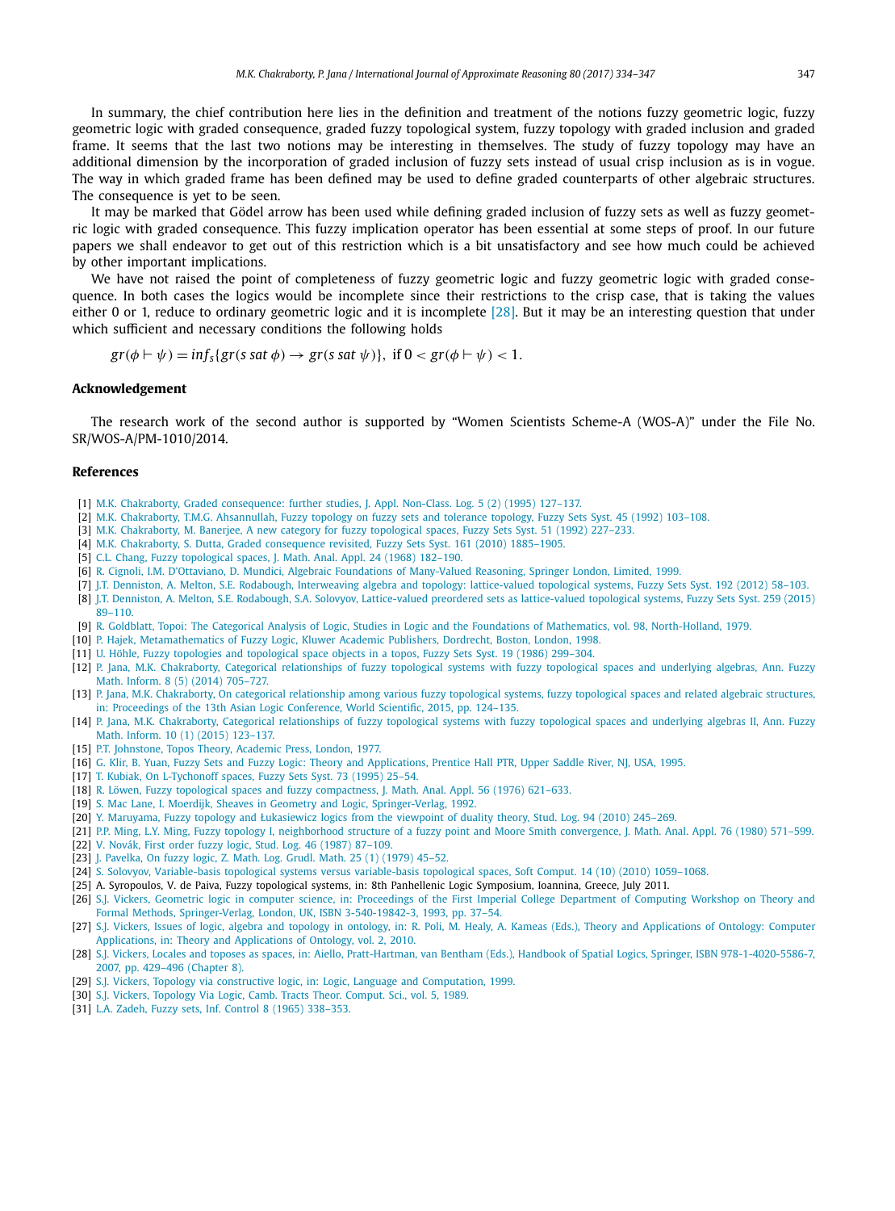In summary, the chief contribution here lies in the definition and treatment of the notions fuzzy geometric logic, fuzzy geometric logic with graded consequence, graded fuzzy topological system, fuzzy topology with graded inclusion and graded frame. It seems that the last two notions may be interesting in themselves. The study of fuzzy topology may have an additional dimension by the incorporation of graded inclusion of fuzzy sets instead of usual crisp inclusion as is in vogue. The way in which graded frame has been defined may be used to define graded counterparts of other algebraic structures. The consequence is yet to be seen.

It may be marked that Gödel arrow has been used while defining graded inclusion of fuzzy sets as well as fuzzy geometric logic with graded consequence. This fuzzy implication operator has been essential at some steps of proof. In our future papers we shall endeavor to get out of this restriction which is a bit unsatisfactory and see how much could be achieved by other important implications.

We have not raised the point of completeness of fuzzy geometric logic and fuzzy geometric logic with graded consequence. In both cases the logics would be incomplete since their restrictions to the crisp case, that is taking the values either 0 or 1, reduce to ordinary geometric logic and it is incomplete [28]. But it may be an interesting question that under which sufficient and necessary conditions the following holds

$$gr(\phi \vdash \psi) = inf_s\{gr(s\ sat\ \phi) \rightarrow gr(s\ sat\ \psi)\},\ \text{if}\ 0 < gr(\phi \vdash \psi) < 1.$$

## Acknowledgement

The research work of the second author is supported by "Women Scientists Scheme-A (WOS-A)" under the File No. SR/WOS-A/PM-1010/2014.

## References

[1] M.K. Chakraborty, Graded consequence: further studies, J. Appl. Non-Class. Log. 5 (2) (1995) 127–137.
[2] M.K. Chakraborty, T.M.G. Ahsannullah, Fuzzy topology on fuzzy sets and tolerance topology, Fuzzy Sets Syst. 45 (1992) 103–108.
[3] M.K. Chakraborty, M. Banerjee, A new category for fuzzy topological spaces, Fuzzy Sets Syst. 51 (1992) 227–233.
[4] M.K. Chakraborty, S. Dutta, Graded consequence revisited, Fuzzy Sets Syst. 161 (2010) 1885–1905.
[5] C.L. Chang, Fuzzy topological spaces, J. Math. Anal. Appl. 24 (1968) 182–190.
[6] R. Cignoli, I.M. D'Ottaviano, D. Mundici, Algebraic Foundations of Many-Valued Reasoning, Springer London, Limited, 1999.
[7] J.T. Denniston, A. Melton, S.E. Rodabough, Interweaving algebra and topology: lattice-valued topological systems, Fuzzy Sets Syst. 192 (2012) 58–103.
[8] J.T. Denniston, A. Melton, S.E. Rodabough, S.A. Solovyov, Lattice-valued preordered sets as lattice-valued topological systems, Fuzzy Sets Syst. 259 (2015) 89–110.
[9] R. Goldblatt, Topoi: The Categorical Analysis of Logic, Studies in Logic and the Foundations of Mathematics, vol. 98, North-Holland, 1979.
[10] P. Hajek, Metamathematics of Fuzzy Logic, Kluwer Academic Publishers, Dordrecht, Boston, London, 1998.
[11] U. Höhle, Fuzzy topologies and topological space objects in a topos, Fuzzy Sets Syst. 19 (1986) 299–304.
[12] P. Jana, M.K. Chakraborty, Categorical relationships of fuzzy topological systems with fuzzy topological spaces and underlying algebras, Ann. Fuzzy Math. Inform. 8 (5) (2014) 705–727.
[13] P. Jana, M.K. Chakraborty, On categorical relationship among various fuzzy topological systems, fuzzy topological spaces and related algebraic structures, in: Proceedings of the 13th Asian Logic Conference, World Scientific, 2015, pp. 124–135.
[14] P. Jana, M.K. Chakraborty, Categorical relationships of fuzzy topological systems with fuzzy topological spaces and underlying algebras II, Ann. Fuzzy Math. Inform. 10 (1) (2015) 123–137.
[15] P.T. Johnstone, Topos Theory, Academic Press, London, 1977.
[16] G. Klir, B. Yuan, Fuzzy Sets and Fuzzy Logic: Theory and Applications, Prentice Hall PTR, Upper Saddle River, NJ, USA, 1995.
[17] T. Kubiak, On L-Tychonoff spaces, Fuzzy Sets Syst. 73 (1995) 25–54.
[18] R. Löwen, Fuzzy topological spaces and fuzzy compactness, J. Math. Anal. Appl. 56 (1976) 621–633.
[19] S. Mac Lane, I. Moerdijk, Sheaves in Geometry and Logic, Springer-Verlag, 1992.
[20] Y. Maruyama, Fuzzy topology and Łukasiewicz logics from the viewpoint of duality theory, Stud. Log. 94 (2010) 245–269.
[21] P.P. Ming, L.Y. Ming, Fuzzy topology I, neighborhood structure of a fuzzy point and Moore Smith convergence, J. Math. Anal. Appl. 76 (1980) 571–599.
[22] V. Novák, First order fuzzy logic, Stud. Log. 46 (1987) 87–109.
[23] J. Pavelka, On fuzzy logic, Z. Math. Log. Grudl. Math. 25 (1) (1979) 45–52.
[24] S. Solovyov, Variable-basis topological systems versus variable-basis topological spaces, Soft Comput. 14 (10) (2010) 1059–1068.
[25] A. Syropoulos, V. de Paiva, Fuzzy topological systems, in: 8th Panhellenic Logic Symposium, Ioannina, Greece, July 2011.
[26] S.J. Vickers, Geometric logic in computer science, in: Proceedings of the First Imperial College Department of Computing Workshop on Theory and Formal Methods, Springer-Verlag, London, UK, ISBN 3-540-19842-3, 1993, pp. 37–54.
[27] S.J. Vickers, Issues of logic, algebra and topology in ontology, in: R. Poli, M. Healy, A. Kameas (Eds.), Theory and Applications of Ontology: Computer Applications, in: Theory and Applications of Ontology, vol. 2, 2010.
[28] S.J. Vickers, Locales and toposes as spaces, in: Aiello, Pratt-Hartman, van Bentham (Eds.), Handbook of Spatial Logics, Springer, ISBN 978-1-4020-5586-7, 2007, pp. 429–496 (Chapter 8).
[29] S.J. Vickers, Topology via constructive logic, in: Logic, Language and Computation, 1999.
[30] S.J. Vickers, Topology Via Logic, Camb. Tracts Theor. Comput. Sci., vol. 5, 1989.
[31] L.A. Zadeh, Fuzzy sets, Inf. Control 8 (1965) 338–353.